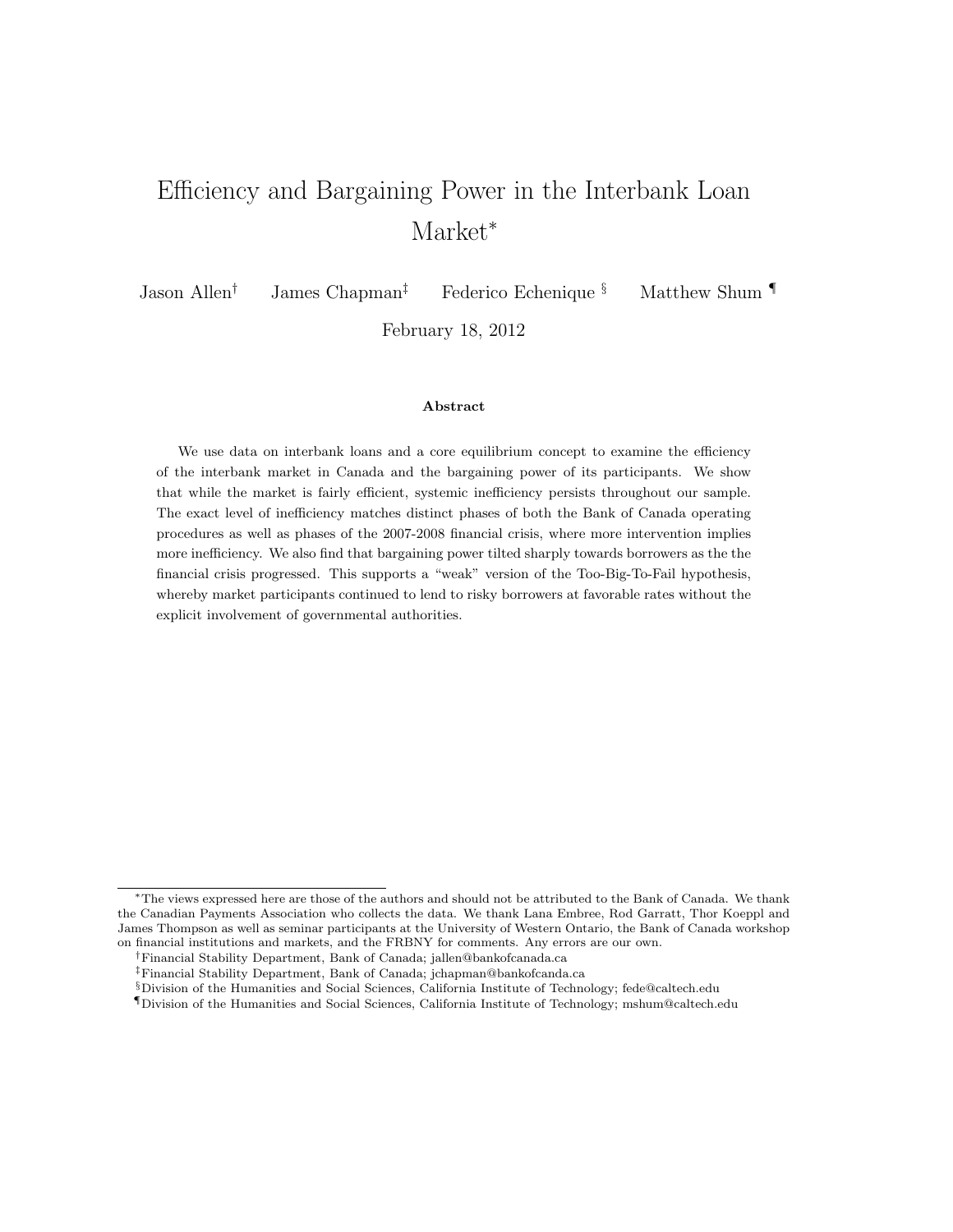# Efficiency and Bargaining Power in the Interbank Loan Market*

Jason Allen[†] James Chapman[‡] Federico Echenique[§] Matthew Shum[¶]

February 18, 2012

### Abstract

We use data on interbank loans and a core equilibrium concept to examine the efficiency of the interbank market in Canada and the bargaining power of its participants. We show that while the market is fairly efficient, systemic inefficiency persists throughout our sample. The exact level of inefficiency matches distinct phases of both the Bank of Canada operating procedures as well as phases of the 2007-2008 financial crisis, where more intervention implies more inefficiency. We also find that bargaining power tilted sharply towards borrowers as the the financial crisis progressed. This supports a "weak" version of the Too-Big-To-Fail hypothesis, whereby market participants continued to lend to risky borrowers at favorable rates without the explicit involvement of governmental authorities.

---

*The views expressed here are those of the authors and should not be attributed to the Bank of Canada. We thank the Canadian Payments Association who collects the data. We thank Lana Embree, Rod Garratt, Thor Koeppl and James Thompson as well as seminar participants at the University of Western Ontario, the Bank of Canada workshop on financial institutions and markets, and the FRBNY for comments. Any errors are our own.

[†]Financial Stability Department, Bank of Canada; jallen@bankofcanada.ca

[‡]Financial Stability Department, Bank of Canada; jchapman@bankofcanda.ca

[§]Division of the Humanities and Social Sciences, California Institute of Technology; fede@caltech.edu

[¶]Division of the Humanities and Social Sciences, California Institute of Technology; mshum@caltech.edu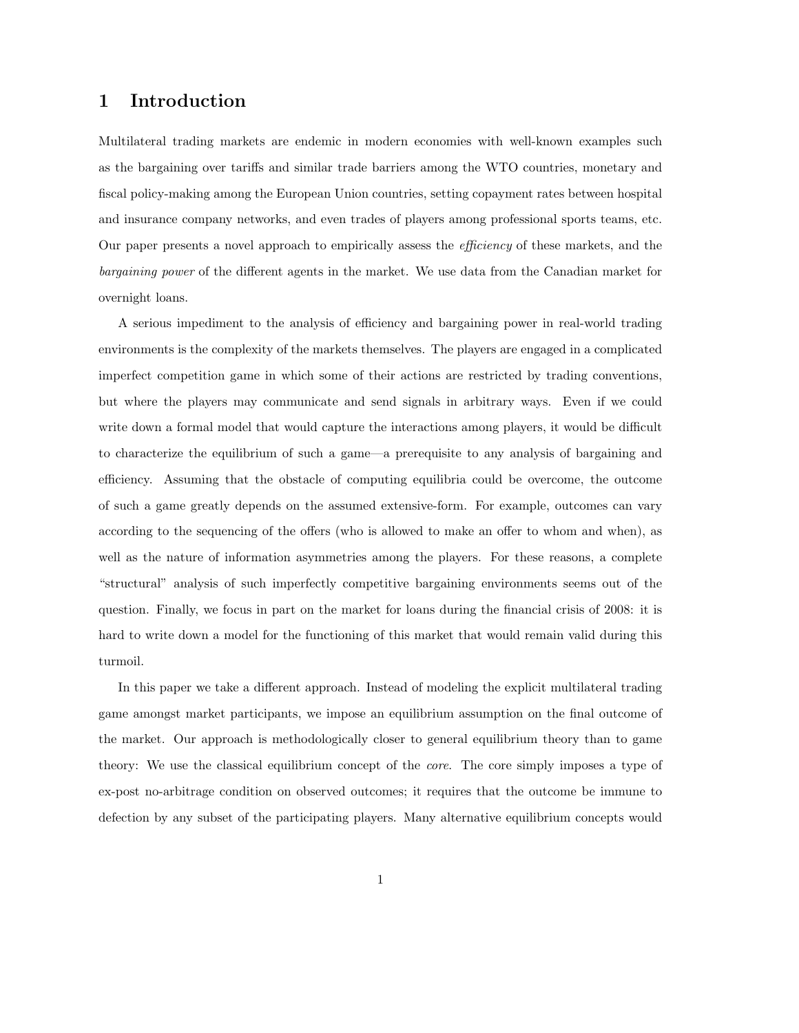# 1 Introduction

Multilateral trading markets are endemic in modern economies with well-known examples such as the bargaining over tariffs and similar trade barriers among the WTO countries, monetary and fiscal policy-making among the European Union countries, setting copayment rates between hospital and insurance company networks, and even trades of players among professional sports teams, etc. Our paper presents a novel approach to empirically assess the *efficiency* of these markets, and the *bargaining power* of the different agents in the market. We use data from the Canadian market for overnight loans.

A serious impediment to the analysis of efficiency and bargaining power in real-world trading environments is the complexity of the markets themselves. The players are engaged in a complicated imperfect competition game in which some of their actions are restricted by trading conventions, but where the players may communicate and send signals in arbitrary ways. Even if we could write down a formal model that would capture the interactions among players, it would be difficult to characterize the equilibrium of such a game—a prerequisite to any analysis of bargaining and efficiency. Assuming that the obstacle of computing equilibria could be overcome, the outcome of such a game greatly depends on the assumed extensive-form. For example, outcomes can vary according to the sequencing of the offers (who is allowed to make an offer to whom and when), as well as the nature of information asymmetries among the players. For these reasons, a complete "structural" analysis of such imperfectly competitive bargaining environments seems out of the question. Finally, we focus in part on the market for loans during the financial crisis of 2008: it is hard to write down a model for the functioning of this market that would remain valid during this turmoil.

In this paper we take a different approach. Instead of modeling the explicit multilateral trading game amongst market participants, we impose an equilibrium assumption on the final outcome of the market. Our approach is methodologically closer to general equilibrium theory than to game theory: We use the classical equilibrium concept of the *core*. The core simply imposes a type of ex-post no-arbitrage condition on observed outcomes; it requires that the outcome be immune to defection by any subset of the participating players. Many alternative equilibrium concepts would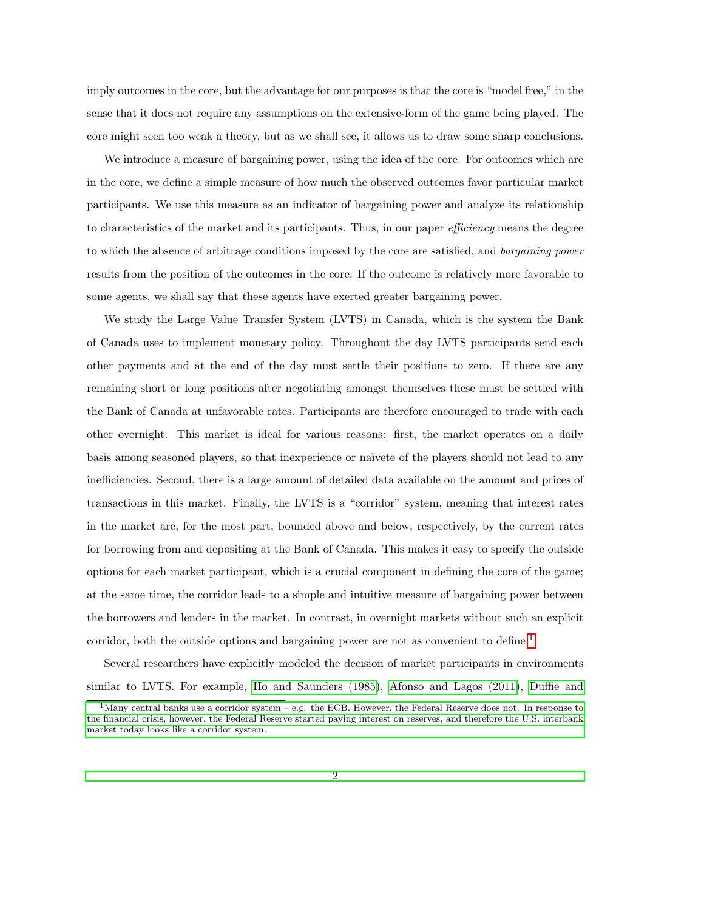imply outcomes in the core, but the advantage for our purposes is that the core is "model free," in the sense that it does not require any assumptions on the extensive-form of the game being played. The core might seen too weak a theory, but as we shall see, it allows us to draw some sharp conclusions.

We introduce a measure of bargaining power, using the idea of the core. For outcomes which are in the core, we define a simple measure of how much the observed outcomes favor particular market participants. We use this measure as an indicator of bargaining power and analyze its relationship to characteristics of the market and its participants. Thus, in our paper *efficiency* means the degree to which the absence of arbitrage conditions imposed by the core are satisfied, and *bargaining power* results from the position of the outcomes in the core. If the outcome is relatively more favorable to some agents, we shall say that these agents have exerted greater bargaining power.

We study the Large Value Transfer System (LVTS) in Canada, which is the system the Bank of Canada uses to implement monetary policy. Throughout the day LVTS participants send each other payments and at the end of the day must settle their positions to zero. If there are any remaining short or long positions after negotiating amongst themselves these must be settled with the Bank of Canada at unfavorable rates. Participants are therefore encouraged to trade with each other overnight. This market is ideal for various reasons: first, the market operates on a daily basis among seasoned players, so that inexperience or naïvete of the players should not lead to any inefficiencies. Second, there is a large amount of detailed data available on the amount and prices of transactions in this market. Finally, the LVTS is a "corridor" system, meaning that interest rates in the market are, for the most part, bounded above and below, respectively, by the current rates for borrowing from and depositing at the Bank of Canada. This makes it easy to specify the outside options for each market participant, which is a crucial component in defining the core of the game; at the same time, the corridor leads to a simple and intuitive measure of bargaining power between the borrowers and lenders in the market. In contrast, in overnight markets without such an explicit corridor, both the outside options and bargaining power are not as convenient to define.[1]

Several researchers have explicitly modeled the decision of market participants in environments similar to LVTS. For example, Ho and Saunders (1985), Afonso and Lagos (2011), Duffie and

[1] Many central banks use a corridor system – e.g. the ECB. However, the Federal Reserve does not. In response to the financial crisis, however, the Federal Reserve started paying interest on reserves, and therefore the U.S. interbank market today looks like a corridor system.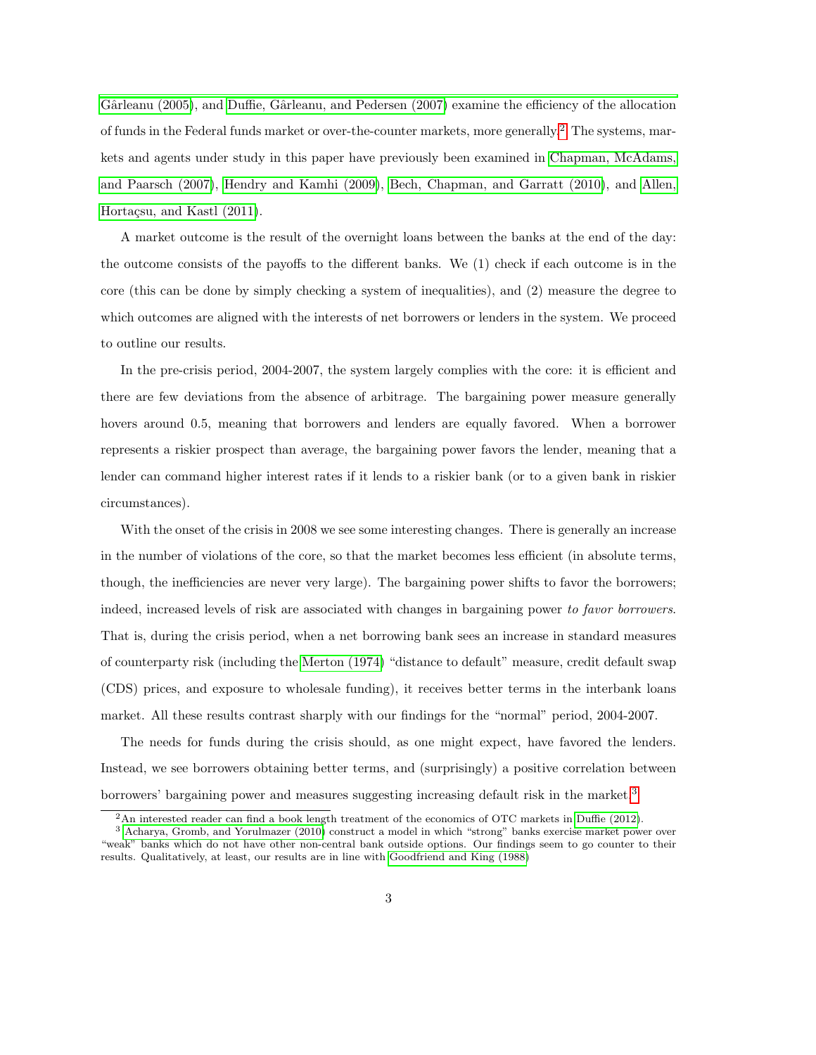Gârleanu (2005), and Duffie, Gârleanu, and Pedersen (2007) examine the efficiency of the allocation of funds in the Federal funds market or over-the-counter markets, more generally.[2] The systems, markets and agents under study in this paper have previously been examined in Chapman, McAdams, and Paarsch (2007), Hendry and Kamhi (2009), Bech, Chapman, and Garratt (2010), and Allen, Hortaçsu, and Kastl (2011).

A market outcome is the result of the overnight loans between the banks at the end of the day: the outcome consists of the payoffs to the different banks. We (1) check if each outcome is in the core (this can be done by simply checking a system of inequalities), and (2) measure the degree to which outcomes are aligned with the interests of net borrowers or lenders in the system. We proceed to outline our results.

In the pre-crisis period, 2004-2007, the system largely complies with the core: it is efficient and there are few deviations from the absence of arbitrage. The bargaining power measure generally hovers around 0.5, meaning that borrowers and lenders are equally favored. When a borrower represents a riskier prospect than average, the bargaining power favors the lender, meaning that a lender can command higher interest rates if it lends to a riskier bank (or to a given bank in riskier circumstances).

With the onset of the crisis in 2008 we see some interesting changes. There is generally an increase in the number of violations of the core, so that the market becomes less efficient (in absolute terms, though, the inefficiencies are never very large). The bargaining power shifts to favor the borrowers; indeed, increased levels of risk are associated with changes in bargaining power *to favor borrowers*. That is, during the crisis period, when a net borrowing bank sees an increase in standard measures of counterparty risk (including the Merton (1974) "distance to default" measure, credit default swap (CDS) prices, and exposure to wholesale funding), it receives better terms in the interbank loans market. All these results contrast sharply with our findings for the "normal" period, 2004-2007.

The needs for funds during the crisis should, as one might expect, have favored the lenders. Instead, we see borrowers obtaining better terms, and (surprisingly) a positive correlation between borrowers' bargaining power and measures suggesting increasing default risk in the market.[3]

---

[2] An interested reader can find a book length treatment of the economics of OTC markets in Duffie (2012).

[3] Acharya, Gromb, and Yorulmazer (2010) construct a model in which "strong" banks exercise market power over "weak" banks which do not have other non-central bank outside options. Our findings seem to go counter to their results. Qualitatively, at least, our results are in line with Goodfriend and King (1988)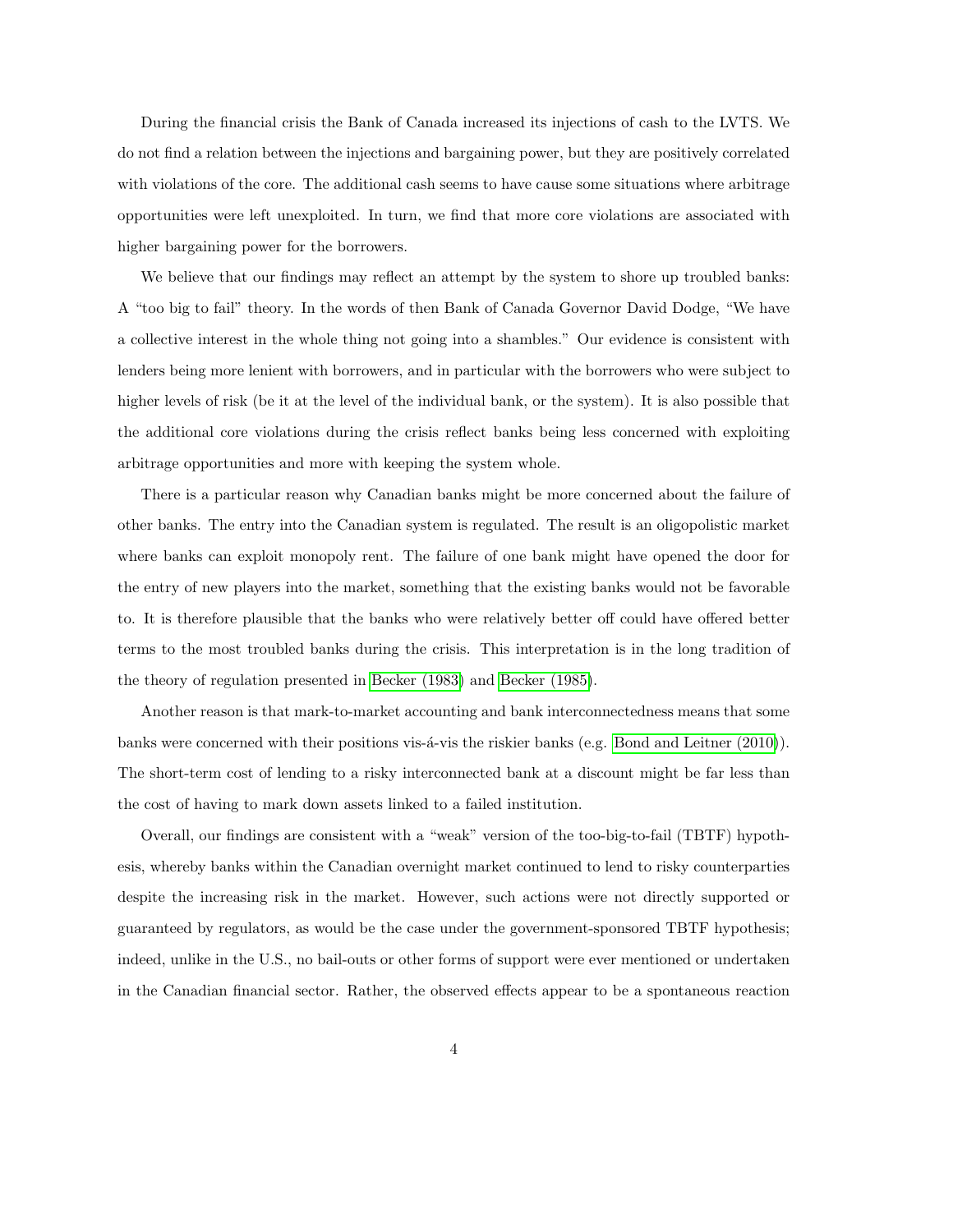During the financial crisis the Bank of Canada increased its injections of cash to the LVTS. We do not find a relation between the injections and bargaining power, but they are positively correlated with violations of the core. The additional cash seems to have cause some situations where arbitrage opportunities were left unexploited. In turn, we find that more core violations are associated with higher bargaining power for the borrowers.

We believe that our findings may reflect an attempt by the system to shore up troubled banks: A "too big to fail" theory. In the words of then Bank of Canada Governor David Dodge, "We have a collective interest in the whole thing not going into a shambles." Our evidence is consistent with lenders being more lenient with borrowers, and in particular with the borrowers who were subject to higher levels of risk (be it at the level of the individual bank, or the system). It is also possible that the additional core violations during the crisis reflect banks being less concerned with exploiting arbitrage opportunities and more with keeping the system whole.

There is a particular reason why Canadian banks might be more concerned about the failure of other banks. The entry into the Canadian system is regulated. The result is an oligopolistic market where banks can exploit monopoly rent. The failure of one bank might have opened the door for the entry of new players into the market, something that the existing banks would not be favorable to. It is therefore plausible that the banks who were relatively better off could have offered better terms to the most troubled banks during the crisis. This interpretation is in the long tradition of the theory of regulation presented in Becker (1983) and Becker (1985).

Another reason is that mark-to-market accounting and bank interconnectedness means that some banks were concerned with their positions vis-á-vis the riskier banks (e.g. Bond and Leitner (2010)). The short-term cost of lending to a risky interconnected bank at a discount might be far less than the cost of having to mark down assets linked to a failed institution.

Overall, our findings are consistent with a "weak" version of the too-big-to-fail (TBTF) hypothesis, whereby banks within the Canadian overnight market continued to lend to risky counterparties despite the increasing risk in the market. However, such actions were not directly supported or guaranteed by regulators, as would be the case under the government-sponsored TBTF hypothesis; indeed, unlike in the U.S., no bail-outs or other forms of support were ever mentioned or undertaken in the Canadian financial sector. Rather, the observed effects appear to be a spontaneous reaction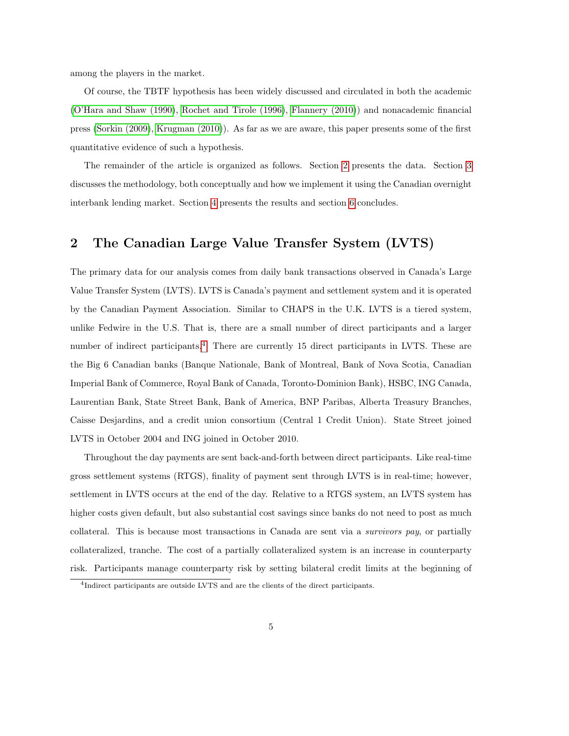among the players in the market.

Of course, the TBTF hypothesis has been widely discussed and circulated in both the academic (O'Hara and Shaw (1990), Rochet and Tirole (1996), Flannery (2010)) and nonacademic financial press (Sorkin (2009), Krugman (2010)). As far as we are aware, this paper presents some of the first quantitative evidence of such a hypothesis.

The remainder of the article is organized as follows. Section 2 presents the data. Section 3 discusses the methodology, both conceptually and how we implement it using the Canadian overnight interbank lending market. Section 4 presents the results and section 6 concludes.

## 2 The Canadian Large Value Transfer System (LVTS)

The primary data for our analysis comes from daily bank transactions observed in Canada's Large Value Transfer System (LVTS). LVTS is Canada's payment and settlement system and it is operated by the Canadian Payment Association. Similar to CHAPS in the U.K. LVTS is a tiered system, unlike Fedwire in the U.S. That is, there are a small number of direct participants and a larger number of indirect participants.[4] There are currently 15 direct participants in LVTS. These are the Big 6 Canadian banks (Banque Nationale, Bank of Montreal, Bank of Nova Scotia, Canadian Imperial Bank of Commerce, Royal Bank of Canada, Toronto-Dominion Bank), HSBC, ING Canada, Laurentian Bank, State Street Bank, Bank of America, BNP Paribas, Alberta Treasury Branches, Caisse Desjardins, and a credit union consortium (Central 1 Credit Union). State Street joined LVTS in October 2004 and ING joined in October 2010.

Throughout the day payments are sent back-and-forth between direct participants. Like real-time gross settlement systems (RTGS), finality of payment sent through LVTS is in real-time; however, settlement in LVTS occurs at the end of the day. Relative to a RTGS system, an LVTS system has higher costs given default, but also substantial cost savings since banks do not need to post as much collateral. This is because most transactions in Canada are sent via a *survivors pay*, or partially collateralized, tranche. The cost of a partially collateralized system is an increase in counterparty risk. Participants manage counterparty risk by setting bilateral credit limits at the beginning of

[4] Indirect participants are outside LVTS and are the clients of the direct participants.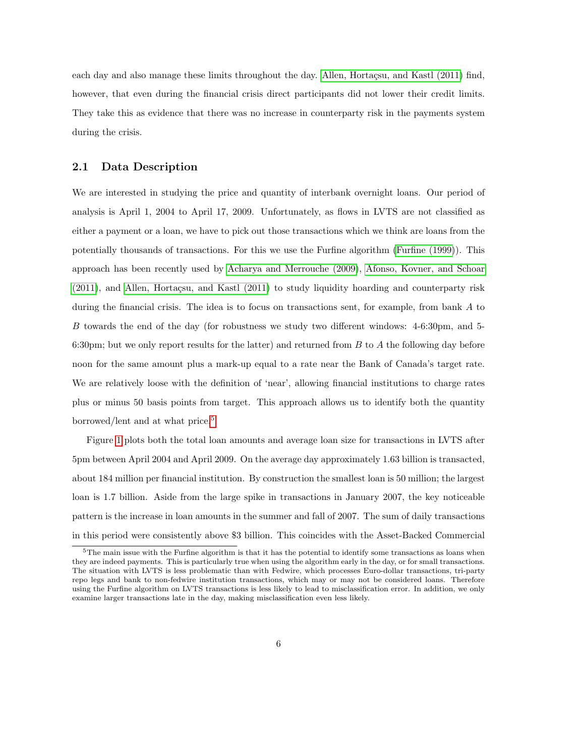each day and also manage these limits throughout the day. Allen, Hortaçsu, and Kastl (2011) find, however, that even during the financial crisis direct participants did not lower their credit limits. They take this as evidence that there was no increase in counterparty risk in the payments system during the crisis.

## 2.1 Data Description

We are interested in studying the price and quantity of interbank overnight loans. Our period of analysis is April 1, 2004 to April 17, 2009. Unfortunately, as flows in LVTS are not classified as either a payment or a loan, we have to pick out those transactions which we think are loans from the potentially thousands of transactions. For this we use the Furfine algorithm (Furfine (1999)). This approach has been recently used by Acharya and Merrouche (2009), Afonso, Kovner, and Schoar (2011), and Allen, Hortaçsu, and Kastl (2011) to study liquidity hoarding and counterparty risk during the financial crisis. The idea is to focus on transactions sent, for example, from bank $A$ to $B$ towards the end of the day (for robustness we study two different windows: 4-6:30pm, and 5-6:30pm; but we only report results for the latter) and returned from $B$ to $A$ the following day before noon for the same amount plus a mark-up equal to a rate near the Bank of Canada's target rate. We are relatively loose with the definition of 'near', allowing financial institutions to charge rates plus or minus 50 basis points from target. This approach allows us to identify both the quantity borrowed/lent and at what price.[5]

Figure 1 plots both the total loan amounts and average loan size for transactions in LVTS after 5pm between April 2004 and April 2009. On the average day approximately 1.63 billion is transacted, about 184 million per financial institution. By construction the smallest loan is 50 million; the largest loan is 1.7 billion. Aside from the large spike in transactions in January 2007, the key noticeable pattern is the increase in loan amounts in the summer and fall of 2007. The sum of daily transactions in this period were consistently above $3 billion. This coincides with the Asset-Backed Commercial

[5] The main issue with the Furfine algorithm is that it has the potential to identify some transactions as loans when they are indeed payments. This is particularly true when using the algorithm early in the day, or for small transactions. The situation with LVTS is less problematic than with Fedwire, which processes Euro-dollar transactions, tri-party repo legs and bank to non-fedwire institution transactions, which may or may not be considered loans. Therefore using the Furfine algorithm on LVTS transactions is less likely to lead to misclassification error. In addition, we only examine larger transactions late in the day, making misclassification even less likely.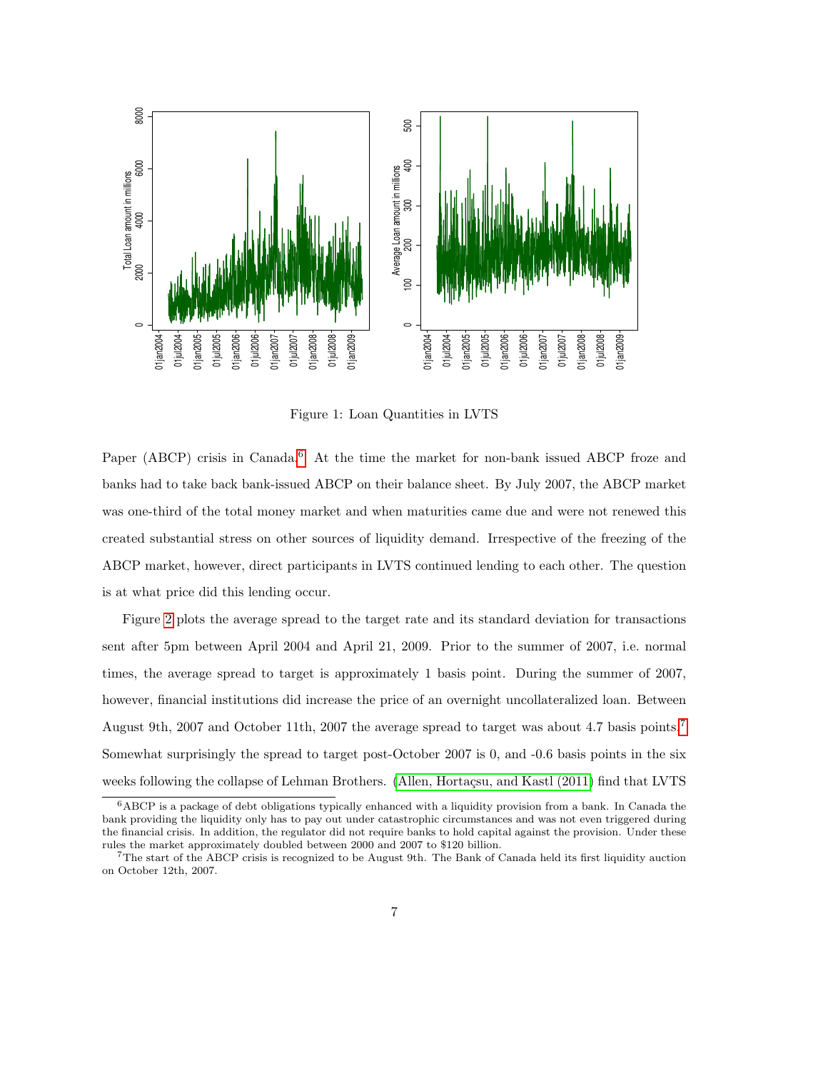Figure 1: Loan Quantities in LVTS

Paper (ABCP) crisis in Canada.[6] At the time the market for non-bank issued ABCP froze and banks had to take back bank-issued ABCP on their balance sheet. By July 2007, the ABCP market was one-third of the total money market and when maturities came due and were not renewed this created substantial stress on other sources of liquidity demand. Irrespective of the freezing of the ABCP market, however, direct participants in LVTS continued lending to each other. The question is at what price did this lending occur.

Figure 2 plots the average spread to the target rate and its standard deviation for transactions sent after 5pm between April 2004 and April 21, 2009. Prior to the summer of 2007, i.e. normal times, the average spread to target is approximately 1 basis point. During the summer of 2007, however, financial institutions did increase the price of an overnight uncollateralized loan. Between August 9th, 2007 and October 11th, 2007 the average spread to target was about 4.7 basis points.[7] Somewhat surprisingly the spread to target post-October 2007 is 0, and -0.6 basis points in the six weeks following the collapse of Lehman Brothers. (Allen, Hortaçsu, and Kastl (2011) find that LVTS

[6] ABCP is a package of debt obligations typically enhanced with a liquidity provision from a bank. In Canada the bank providing the liquidity only has to pay out under catastrophic circumstances and was not even triggered during the financial crisis. In addition, the regulator did not require banks to hold capital against the provision. Under these rules the market approximately doubled between 2000 and 2007 to $120 billion.

[7] The start of the ABCP crisis is recognized to be August 9th. The Bank of Canada held its first liquidity auction on October 12th, 2007.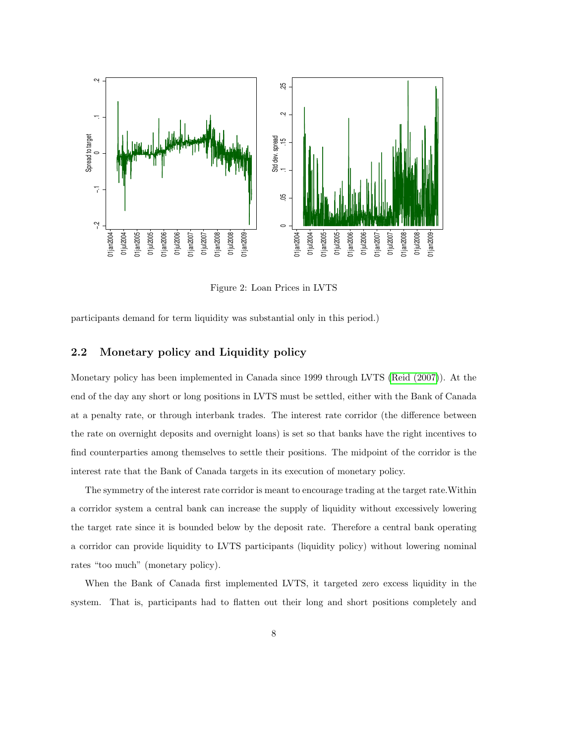Figure 2: Loan Prices in LVTS

participants demand for term liquidity was substantial only in this period.)

## 2.2 Monetary policy and Liquidity policy

Monetary policy has been implemented in Canada since 1999 through LVTS (Reid (2007)). At the end of the day any short or long positions in LVTS must be settled, either with the Bank of Canada at a penalty rate, or through interbank trades. The interest rate corridor (the difference between the rate on overnight deposits and overnight loans) is set so that banks have the right incentives to find counterparties among themselves to settle their positions. The midpoint of the corridor is the interest rate that the Bank of Canada targets in its execution of monetary policy.

The symmetry of the interest rate corridor is meant to encourage trading at the target rate.Within a corridor system a central bank can increase the supply of liquidity without excessively lowering the target rate since it is bounded below by the deposit rate. Therefore a central bank operating a corridor can provide liquidity to LVTS participants (liquidity policy) without lowering nominal rates "too much" (monetary policy).

When the Bank of Canada first implemented LVTS, it targeted zero excess liquidity in the system. That is, participants had to flatten out their long and short positions completely and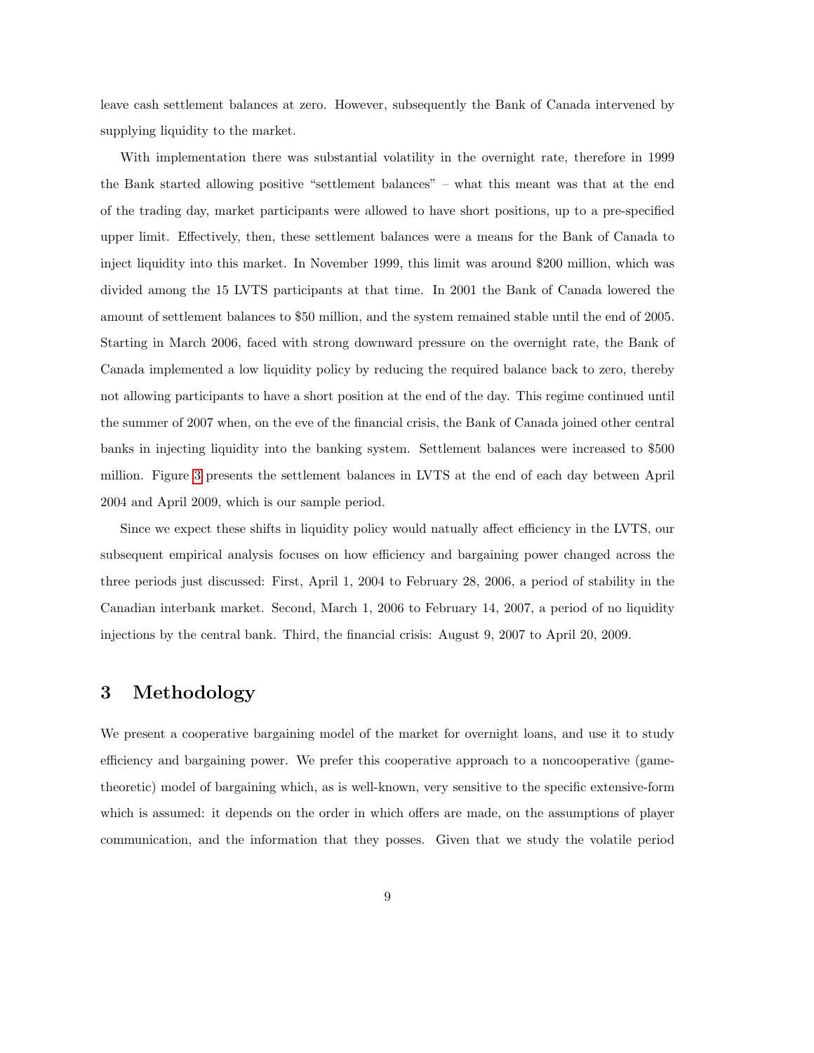leave cash settlement balances at zero. However, subsequently the Bank of Canada intervened by supplying liquidity to the market.

With implementation there was substantial volatility in the overnight rate, therefore in 1999 the Bank started allowing positive "settlement balances" – what this meant was that at the end of the trading day, market participants were allowed to have short positions, up to a pre-specified upper limit. Effectively, then, these settlement balances were a means for the Bank of Canada to inject liquidity into this market. In November 1999, this limit was around \$200 million, which was divided among the 15 LVTS participants at that time. In 2001 the Bank of Canada lowered the amount of settlement balances to \$50 million, and the system remained stable until the end of 2005. Starting in March 2006, faced with strong downward pressure on the overnight rate, the Bank of Canada implemented a low liquidity policy by reducing the required balance back to zero, thereby not allowing participants to have a short position at the end of the day. This regime continued until the summer of 2007 when, on the eve of the financial crisis, the Bank of Canada joined other central banks in injecting liquidity into the banking system. Settlement balances were increased to \$500 million. Figure 3 presents the settlement balances in LVTS at the end of each day between April 2004 and April 2009, which is our sample period.

Since we expect these shifts in liquidity policy would natually affect efficiency in the LVTS, our subsequent empirical analysis focuses on how efficiency and bargaining power changed across the three periods just discussed: First, April 1, 2004 to February 28, 2006, a period of stability in the Canadian interbank market. Second, March 1, 2006 to February 14, 2007, a period of no liquidity injections by the central bank. Third, the financial crisis: August 9, 2007 to April 20, 2009.

# 3 Methodology

We present a cooperative bargaining model of the market for overnight loans, and use it to study efficiency and bargaining power. We prefer this cooperative approach to a noncooperative (game-theoretic) model of bargaining which, as is well-known, very sensitive to the specific extensive-form which is assumed: it depends on the order in which offers are made, on the assumptions of player communication, and the information that they posses. Given that we study the volatile period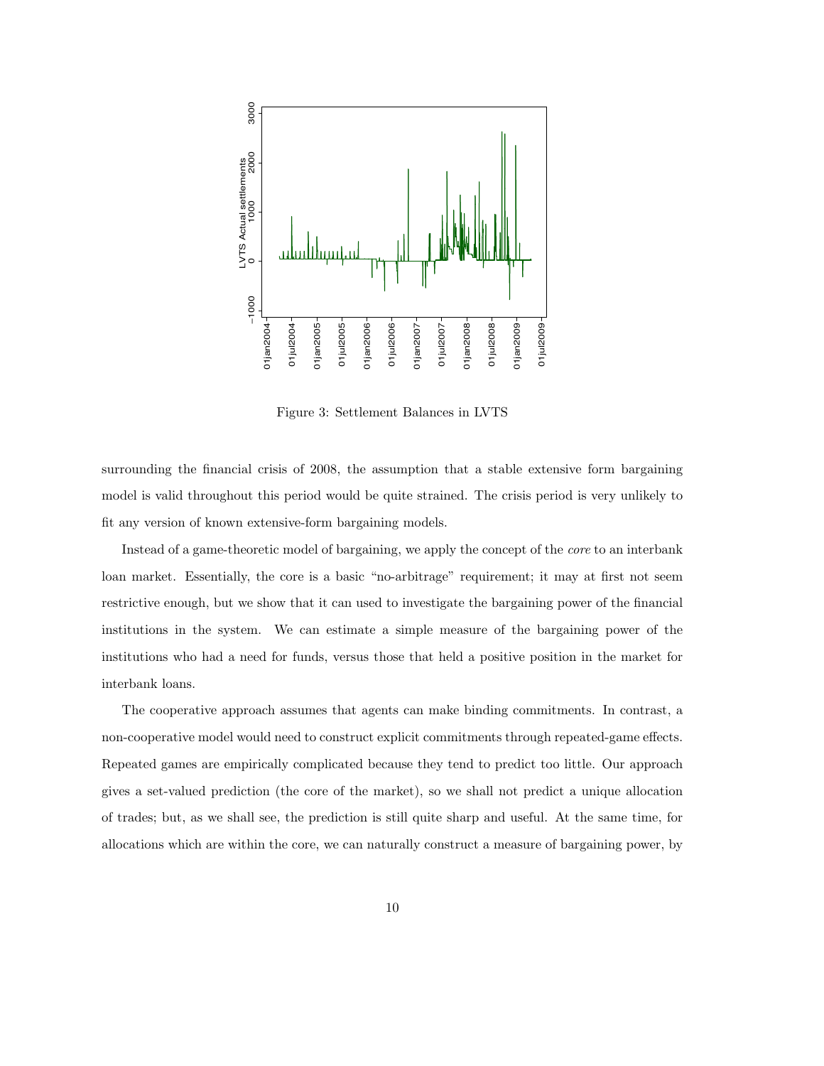Figure 3: Settlement Balances in LVTS

surrounding the financial crisis of 2008, the assumption that a stable extensive form bargaining model is valid throughout this period would be quite strained. The crisis period is very unlikely to fit any version of known extensive-form bargaining models.

Instead of a game-theoretic model of bargaining, we apply the concept of the *core* to an interbank loan market. Essentially, the core is a basic "no-arbitrage" requirement; it may at first not seem restrictive enough, but we show that it can used to investigate the bargaining power of the financial institutions in the system. We can estimate a simple measure of the bargaining power of the institutions who had a need for funds, versus those that held a positive position in the market for interbank loans.

The cooperative approach assumes that agents can make binding commitments. In contrast, a non-cooperative model would need to construct explicit commitments through repeated-game effects. Repeated games are empirically complicated because they tend to predict too little. Our approach gives a set-valued prediction (the core of the market), so we shall not predict a unique allocation of trades; but, as we shall see, the prediction is still quite sharp and useful. At the same time, for allocations which are within the core, we can naturally construct a measure of bargaining power, by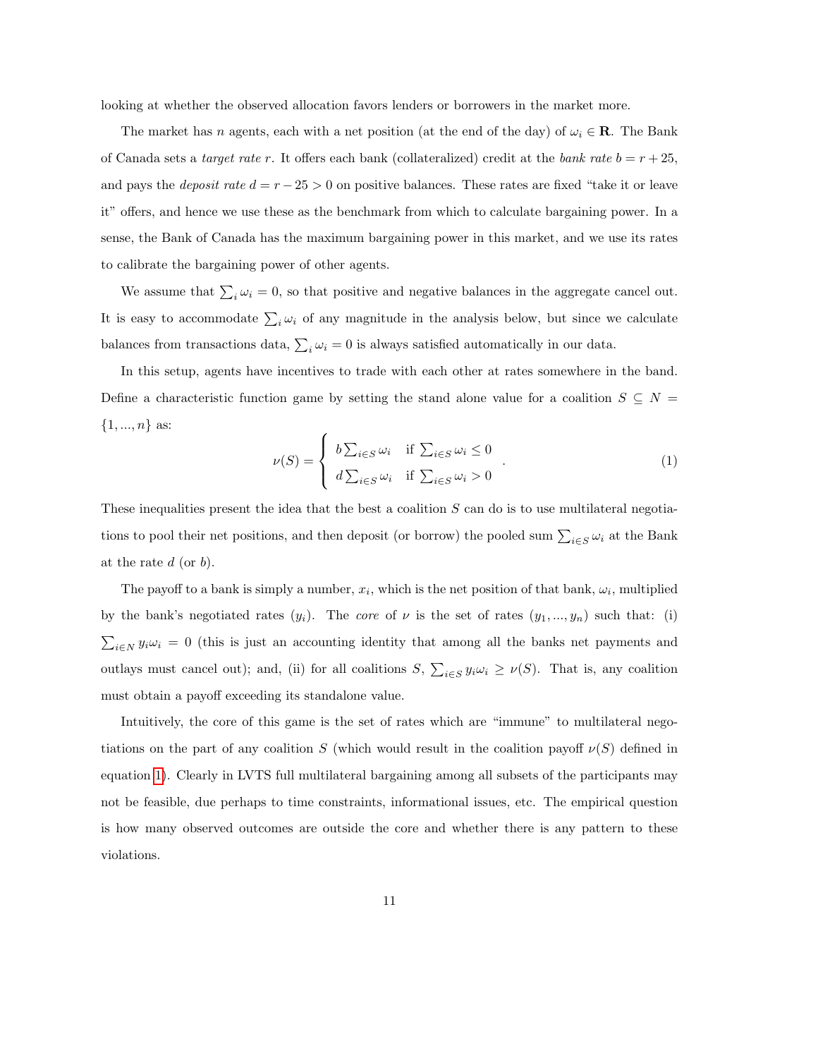looking at whether the observed allocation favors lenders or borrowers in the market more.

The market has $n$ agents, each with a net position (at the end of the day) of $\omega_i \in \mathbf{R}$. The Bank of Canada sets a *target rate* $r$. It offers each bank (collateralized) credit at the *bank rate* $b = r + 25$, and pays the *deposit rate* $d = r - 25 > 0$ on positive balances. These rates are fixed "take it or leave it" offers, and hence we use these as the benchmark from which to calculate bargaining power. In a sense, the Bank of Canada has the maximum bargaining power in this market, and we use its rates to calibrate the bargaining power of other agents.

We assume that $\sum_i \omega_i = 0$, so that positive and negative balances in the aggregate cancel out. It is easy to accommodate $\sum_i \omega_i$ of any magnitude in the analysis below, but since we calculate balances from transactions data, $\sum_i \omega_i = 0$ is always satisfied automatically in our data.

In this setup, agents have incentives to trade with each other at rates somewhere in the band. Define a characteristic function game by setting the stand alone value for a coalition $S \subseteq N = \{1, ..., n\}$ as:

$$\nu(S) = \begin{cases} b \sum_{i \in S} \omega_i & \text{if } \sum_{i \in S} \omega_i \leq 0 \\ d \sum_{i \in S} \omega_i & \text{if } \sum_{i \in S} \omega_i > 0 \end{cases} . \tag{1}$$

These inequalities present the idea that the best a coalition $S$ can do is to use multilateral negotiations to pool their net positions, and then deposit (or borrow) the pooled sum $\sum_{i \in S} \omega_i$ at the Bank at the rate $d$ (or $b$).

The payoff to a bank is simply a number, $x_i$, which is the net position of that bank, $\omega_i$, multiplied by the bank's negotiated rates ($y_i$). The *core* of $\nu$ is the set of rates $(y_1, ..., y_n)$ such that: (i) $\sum_{i \in N} y_i \omega_i = 0$ (this is just an accounting identity that among all the banks net payments and outlays must cancel out); and, (ii) for all coalitions $S$, $\sum_{i \in S} y_i \omega_i \geq \nu(S)$. That is, any coalition must obtain a payoff exceeding its standalone value.

Intuitively, the core of this game is the set of rates which are "immune" to multilateral negotiations on the part of any coalition $S$ (which would result in the coalition payoff $\nu(S)$ defined in equation 1). Clearly in LVTS full multilateral bargaining among all subsets of the participants may not be feasible, due perhaps to time constraints, informational issues, etc. The empirical question is how many observed outcomes are outside the core and whether there is any pattern to these violations.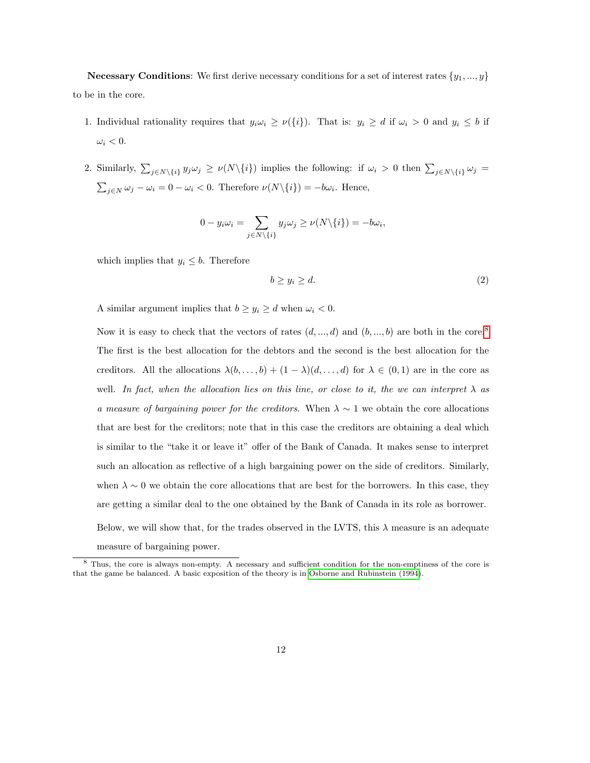**Necessary Conditions**: We first derive necessary conditions for a set of interest rates $\{y_1, ..., y\}$ to be in the core.

1. Individual rationality requires that $y_i \omega_i \geq \nu(\{i\})$. That is: $y_i \geq d$ if $\omega_i > 0$ and $y_i \leq b$ if $\omega_i < 0$.

2. Similarly, $\sum_{j \in N \setminus \{i\}} y_j \omega_j \geq \nu(N \setminus \{i\})$ implies the following: if $\omega_i > 0$ then $\sum_{j \in N \setminus \{i\}} \omega_j = \sum_{j \in N} \omega_j - \omega_i = 0 - \omega_i < 0$. Therefore $\nu(N \setminus \{i\}) = -b\omega_i$. Hence,

$$0 - y_i \omega_i = \sum_{j \in N \setminus \{i\}} y_j \omega_j \geq \nu(N \setminus \{i\}) = -b\omega_i,$$

which implies that $y_i \leq b$. Therefore

$$b \geq y_i \geq d. \tag{2}$$

A similar argument implies that $b \geq y_i \geq d$ when $\omega_i < 0$.

Now it is easy to check that the vectors of rates $(d, ..., d)$ and $(b, ..., b)$ are both in the core.[8] The first is the best allocation for the debtors and the second is the best allocation for the creditors. All the allocations $\lambda(b, \ldots, b) + (1 - \lambda)(d, \ldots, d)$ for $\lambda \in (0, 1)$ are in the core as well. *In fact, when the allocation lies on this line, or close to it, the we can interpret $\lambda$ as a measure of bargaining power for the creditors.* When $\lambda \sim 1$ we obtain the core allocations that are best for the creditors; note that in this case the creditors are obtaining a deal which is similar to the "take it or leave it" offer of the Bank of Canada. It makes sense to interpret such an allocation as reflective of a high bargaining power on the side of creditors. Similarly, when $\lambda \sim 0$ we obtain the core allocations that are best for the borrowers. In this case, they are getting a similar deal to the one obtained by the Bank of Canada in its role as borrower.

Below, we will show that, for the trades observed in the LVTS, this $\lambda$ measure is an adequate measure of bargaining power.

[8] Thus, the core is always non-empty. A necessary and sufficient condition for the non-emptiness of the core is that the game be balanced. A basic exposition of the theory is in Osborne and Rubinstein (1994).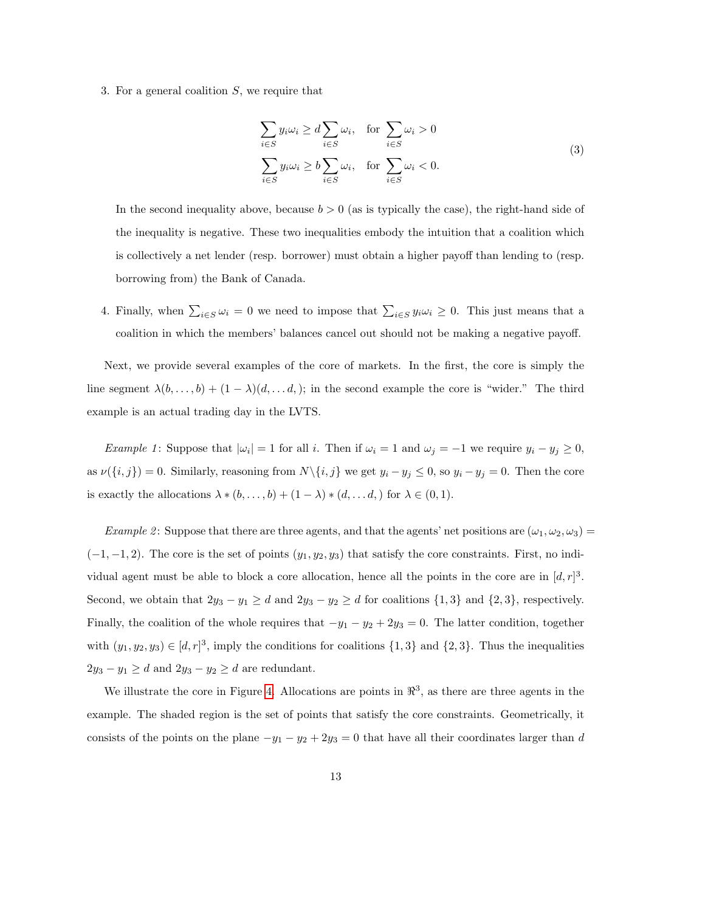3. For a general coalition $S$, we require that

$$\sum_{i \in S} y_i \omega_i \geq d \sum_{i \in S} \omega_i, \quad \text{for } \sum_{i \in S} \omega_i > 0$$
$$\sum_{i \in S} y_i \omega_i \geq b \sum_{i \in S} \omega_i, \quad \text{for } \sum_{i \in S} \omega_i < 0. \tag{3}$$

   In the second inequality above, because $b > 0$ (as is typically the case), the right-hand side of the inequality is negative. These two inequalities embody the intuition that a coalition which is collectively a net lender (resp. borrower) must obtain a higher payoff than lending to (resp. borrowing from) the Bank of Canada.

4. Finally, when $\sum_{i \in S} \omega_i = 0$ we need to impose that $\sum_{i \in S} y_i \omega_i \geq 0$. This just means that a coalition in which the members' balances cancel out should not be making a negative payoff.

Next, we provide several examples of the core of markets. In the first, the core is simply the line segment $\lambda(b, \ldots, b) + (1 - \lambda)(d, \ldots d, )$; in the second example the core is "wider." The third example is an actual trading day in the LVTS.

*Example 1*: Suppose that $|\omega_i| = 1$ for all $i$. Then if $\omega_i = 1$ and $\omega_j = -1$ we require $y_i - y_j \geq 0$, as $\nu(\{i, j\}) = 0$. Similarly, reasoning from $N \backslash \{i, j\}$ we get $y_i - y_j \leq 0$, so $y_i - y_j = 0$. Then the core is exactly the allocations $\lambda * (b, \ldots, b) + (1 - \lambda) * (d, \ldots d, )$ for $\lambda \in (0, 1)$.

*Example 2*: Suppose that there are three agents, and that the agents' net positions are $(\omega_1, \omega_2, \omega_3) = (-1, -1, 2)$. The core is the set of points $(y_1, y_2, y_3)$ that satisfy the core constraints. First, no individual agent must be able to block a core allocation, hence all the points in the core are in $[d, r]^3$. Second, we obtain that $2y_3 - y_1 \geq d$ and $2y_3 - y_2 \geq d$ for coalitions $\{1, 3\}$ and $\{2, 3\}$, respectively. Finally, the coalition of the whole requires that $-y_1 - y_2 + 2y_3 = 0$. The latter condition, together with $(y_1, y_2, y_3) \in [d, r]^3$, imply the conditions for coalitions $\{1, 3\}$ and $\{2, 3\}$. Thus the inequalities $2y_3 - y_1 \geq d$ and $2y_3 - y_2 \geq d$ are redundant.

We illustrate the core in Figure 4. Allocations are points in $\Re^3$, as there are three agents in the example. The shaded region is the set of points that satisfy the core constraints. Geometrically, it consists of the points on the plane $-y_1 - y_2 + 2y_3 = 0$ that have all their coordinates larger than $d$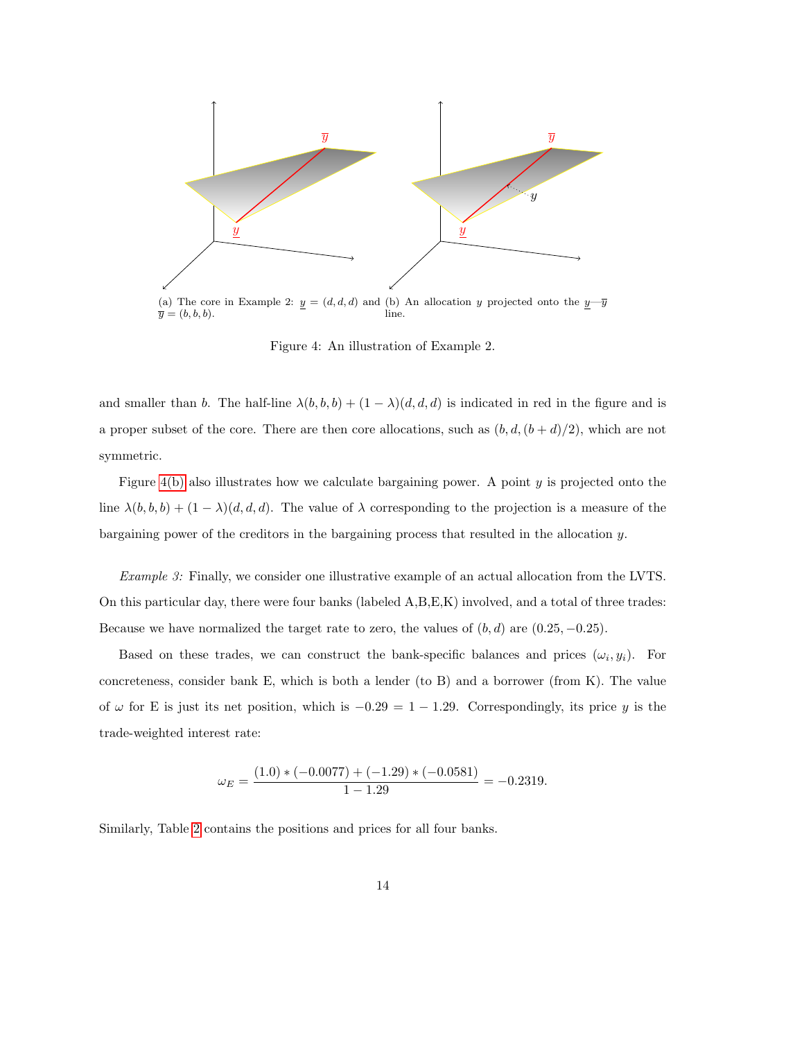(a) The core in Example 2: $\underline{y} = (d, d, d)$ and $\overline{y} = (b, b, b)$.

(b) An allocation $y$ projected onto the $\underline{y}$—$\overline{y}$ line.

Figure 4: An illustration of Example 2.

and smaller than $b$. The half-line $\lambda(b, b, b) + (1 - \lambda)(d, d, d)$ is indicated in red in the figure and is a proper subset of the core. There are then core allocations, such as $(b, d, (b + d)/2)$, which are not symmetric.

Figure 4(b) also illustrates how we calculate bargaining power. A point $y$ is projected onto the line $\lambda(b, b, b) + (1 - \lambda)(d, d, d)$. The value of $\lambda$ corresponding to the projection is a measure of the bargaining power of the creditors in the bargaining process that resulted in the allocation $y$.

*Example 3:* Finally, we consider one illustrative example of an actual allocation from the LVTS. On this particular day, there were four banks (labeled A,B,E,K) involved, and a total of three trades: Because we have normalized the target rate to zero, the values of $(b, d)$ are $(0.25, -0.25)$.

Based on these trades, we can construct the bank-specific balances and prices $(\omega_i, y_i)$. For concreteness, consider bank E, which is both a lender (to B) and a borrower (from K). The value of $\omega$ for E is just its net position, which is $-0.29 = 1 - 1.29$. Correspondingly, its price $y$ is the trade-weighted interest rate:

$$\omega_E = \frac{(1.0) * (-0.0077) + (-1.29) * (-0.0581)}{1 - 1.29} = -0.2319.$$

Similarly, Table 2 contains the positions and prices for all four banks.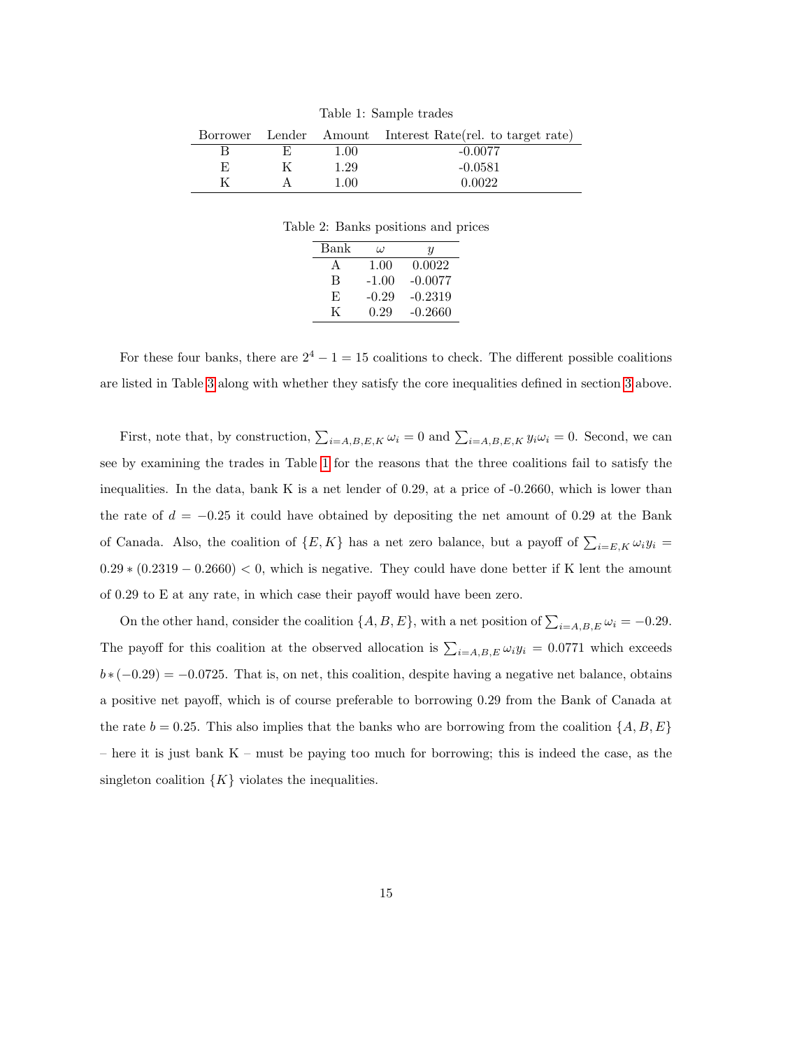Table 1: Sample trades

| Borrower | Lender | Amount | Interest Rate(rel. to target rate) |
|---|---|---|---|
| B | E | 1.00 | -0.0077 |
| E | K | 1.29 | -0.0581 |
| K | A | 1.00 | 0.0022 |

Table 2: Banks positions and prices

| Bank | $\omega$ | $y$ |
|---|---|---|
| A | 1.00 | 0.0022 |
| B | -1.00 | -0.0077 |
| E | -0.29 | -0.2319 |
| K | 0.29 | -0.2660 |

For these four banks, there are $2^4 - 1 = 15$ coalitions to check. The different possible coalitions are listed in Table 3 along with whether they satisfy the core inequalities defined in section 3 above.

First, note that, by construction, $\sum_{i=A,B,E,K} \omega_i = 0$ and $\sum_{i=A,B,E,K} y_i\omega_i = 0$. Second, we can see by examining the trades in Table 1 for the reasons that the three coalitions fail to satisfy the inequalities. In the data, bank K is a net lender of 0.29, at a price of -0.2660, which is lower than the rate of $d = -0.25$ it could have obtained by depositing the net amount of 0.29 at the Bank of Canada. Also, the coalition of $\{E, K\}$ has a net zero balance, but a payoff of $\sum_{i=E,K} \omega_i y_i = 0.29 * (0.2319 - 0.2660) < 0$, which is negative. They could have done better if K lent the amount of 0.29 to E at any rate, in which case their payoff would have been zero.

On the other hand, consider the coalition $\{A, B, E\}$, with a net position of $\sum_{i=A,B,E} \omega_i = -0.29$. The payoff for this coalition at the observed allocation is $\sum_{i=A,B,E} \omega_i y_i = 0.0771$ which exceeds $b * (-0.29) = -0.0725$. That is, on net, this coalition, despite having a negative net balance, obtains a positive net payoff, which is of course preferable to borrowing 0.29 from the Bank of Canada at the rate $b = 0.25$. This also implies that the banks who are borrowing from the coalition $\{A, B, E\}$ – here it is just bank K – must be paying too much for borrowing; this is indeed the case, as the singleton coalition $\{K\}$ violates the inequalities.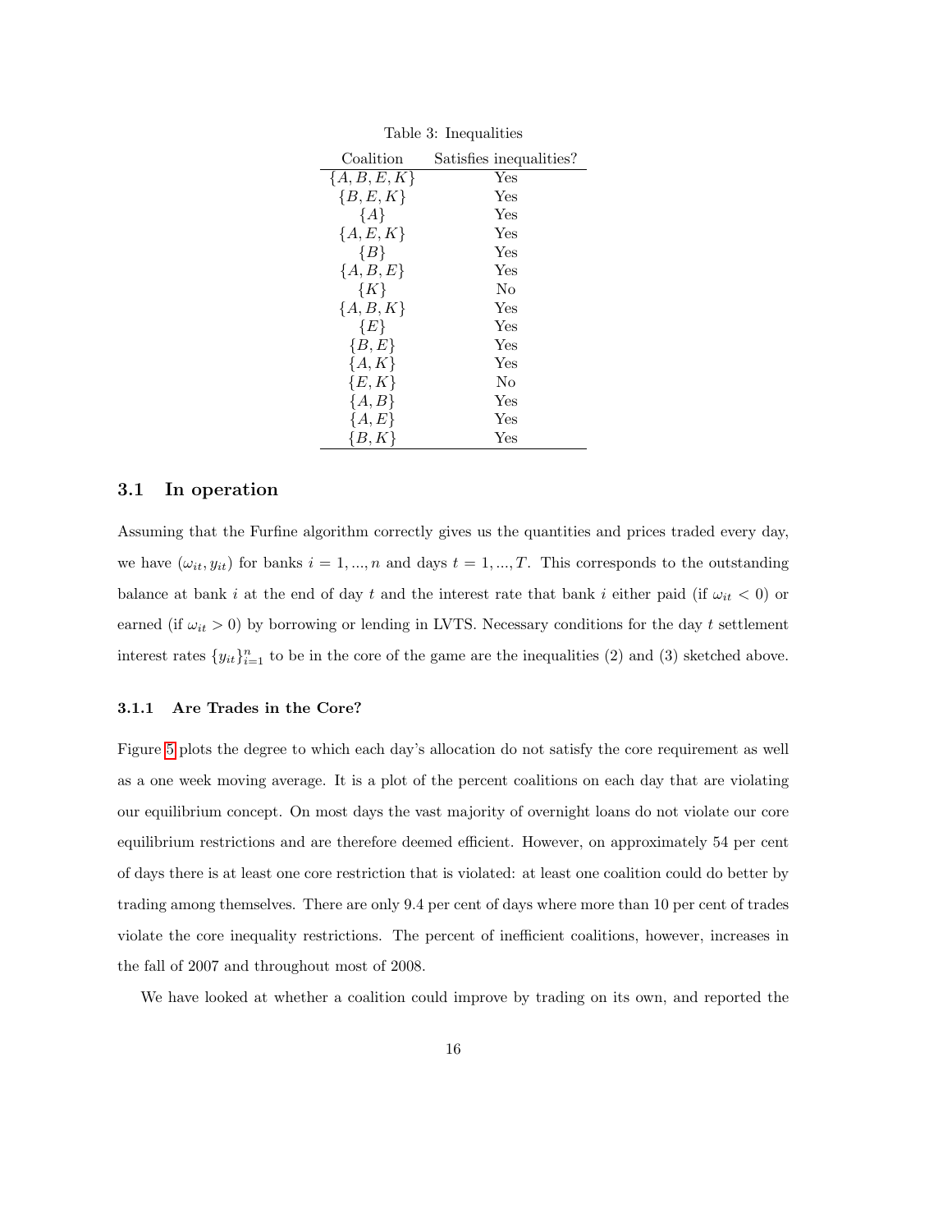Table 3: Inequalities

| Coalition | Satisfies inequalities? |
|---|---|
| $\{A, B, E, K\}$ | Yes |
| $\{B, E, K\}$ | Yes |
| $\{A\}$ | Yes |
| $\{A, E, K\}$ | Yes |
| $\{B\}$ | Yes |
| $\{A, B, E\}$ | Yes |
| $\{K\}$ | No |
| $\{A, B, K\}$ | Yes |
| $\{E\}$ | Yes |
| $\{B, E\}$ | Yes |
| $\{A, K\}$ | Yes |
| $\{E, K\}$ | No |
| $\{A, B\}$ | Yes |
| $\{A, E\}$ | Yes |
| $\{B, K\}$ | Yes |

## 3.1 In operation

Assuming that the Furfine algorithm correctly gives us the quantities and prices traded every day, we have $(\omega_{it}, y_{it})$ for banks $i = 1, ..., n$ and days $t = 1, ..., T$. This corresponds to the outstanding balance at bank $i$ at the end of day $t$ and the interest rate that bank $i$ either paid (if $\omega_{it} < 0$) or earned (if $\omega_{it} > 0$) by borrowing or lending in LVTS. Necessary conditions for the day $t$ settlement interest rates $\{y_{it}\}_{i=1}^{n}$ to be in the core of the game are the inequalities (2) and (3) sketched above.

### 3.1.1 Are Trades in the Core?

Figure 5 plots the degree to which each day's allocation do not satisfy the core requirement as well as a one week moving average. It is a plot of the percent coalitions on each day that are violating our equilibrium concept. On most days the vast majority of overnight loans do not violate our core equilibrium restrictions and are therefore deemed efficient. However, on approximately 54 per cent of days there is at least one core restriction that is violated: at least one coalition could do better by trading among themselves. There are only 9.4 per cent of days where more than 10 per cent of trades violate the core inequality restrictions. The percent of inefficient coalitions, however, increases in the fall of 2007 and throughout most of 2008.

We have looked at whether a coalition could improve by trading on its own, and reported the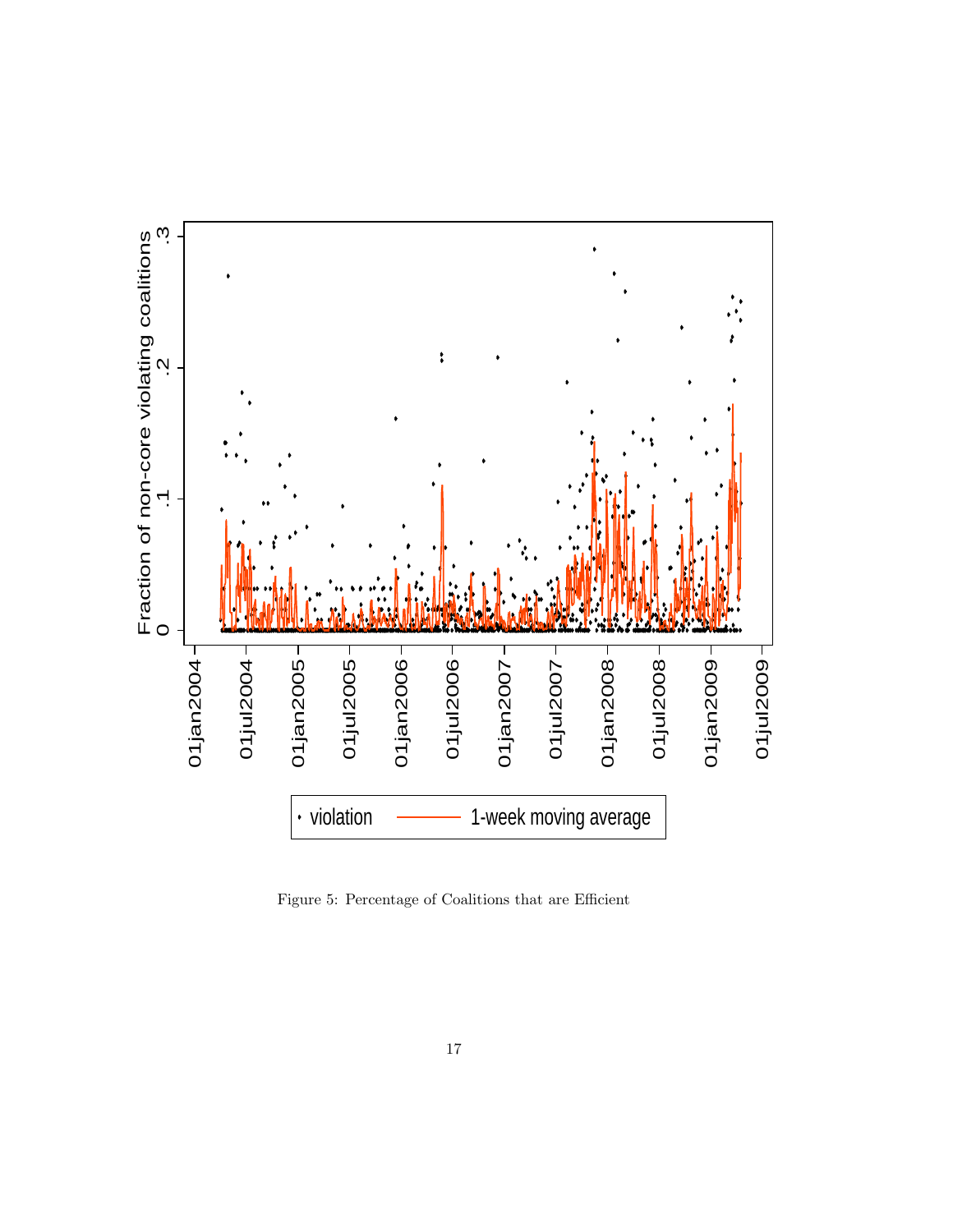Figure 5: Percentage of Coalitions that are Efficient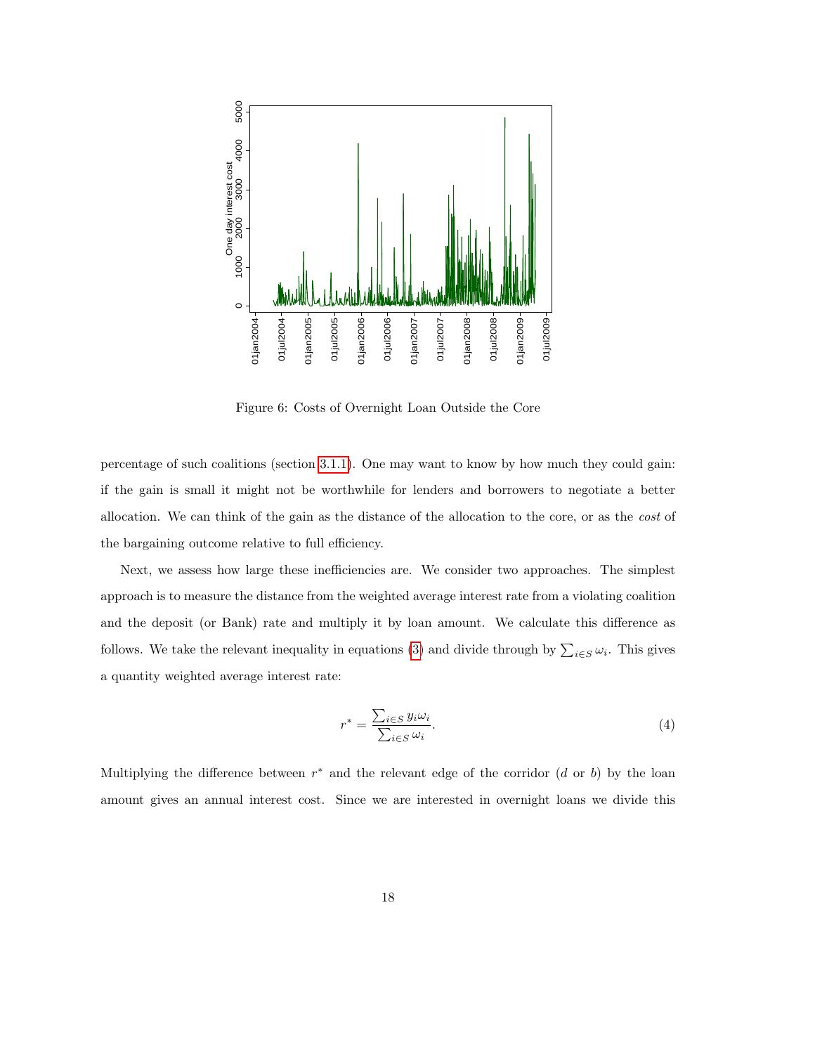Figure 6: Costs of Overnight Loan Outside the Core

percentage of such coalitions (section 3.1.1). One may want to know by how much they could gain: if the gain is small it might not be worthwhile for lenders and borrowers to negotiate a better allocation. We can think of the gain as the distance of the allocation to the core, or as the *cost* of the bargaining outcome relative to full efficiency.

Next, we assess how large these inefficiencies are. We consider two approaches. The simplest approach is to measure the distance from the weighted average interest rate from a violating coalition and the deposit (or Bank) rate and multiply it by loan amount. We calculate this difference as follows. We take the relevant inequality in equations (3) and divide through by $\sum_{i \in S} \omega_i$. This gives a quantity weighted average interest rate:

$$r^* = \frac{\sum_{i \in S} y_i \omega_i}{\sum_{i \in S} \omega_i}. \tag{4}$$

Multiplying the difference between $r^*$ and the relevant edge of the corridor ($d$ or $b$) by the loan amount gives an annual interest cost. Since we are interested in overnight loans we divide this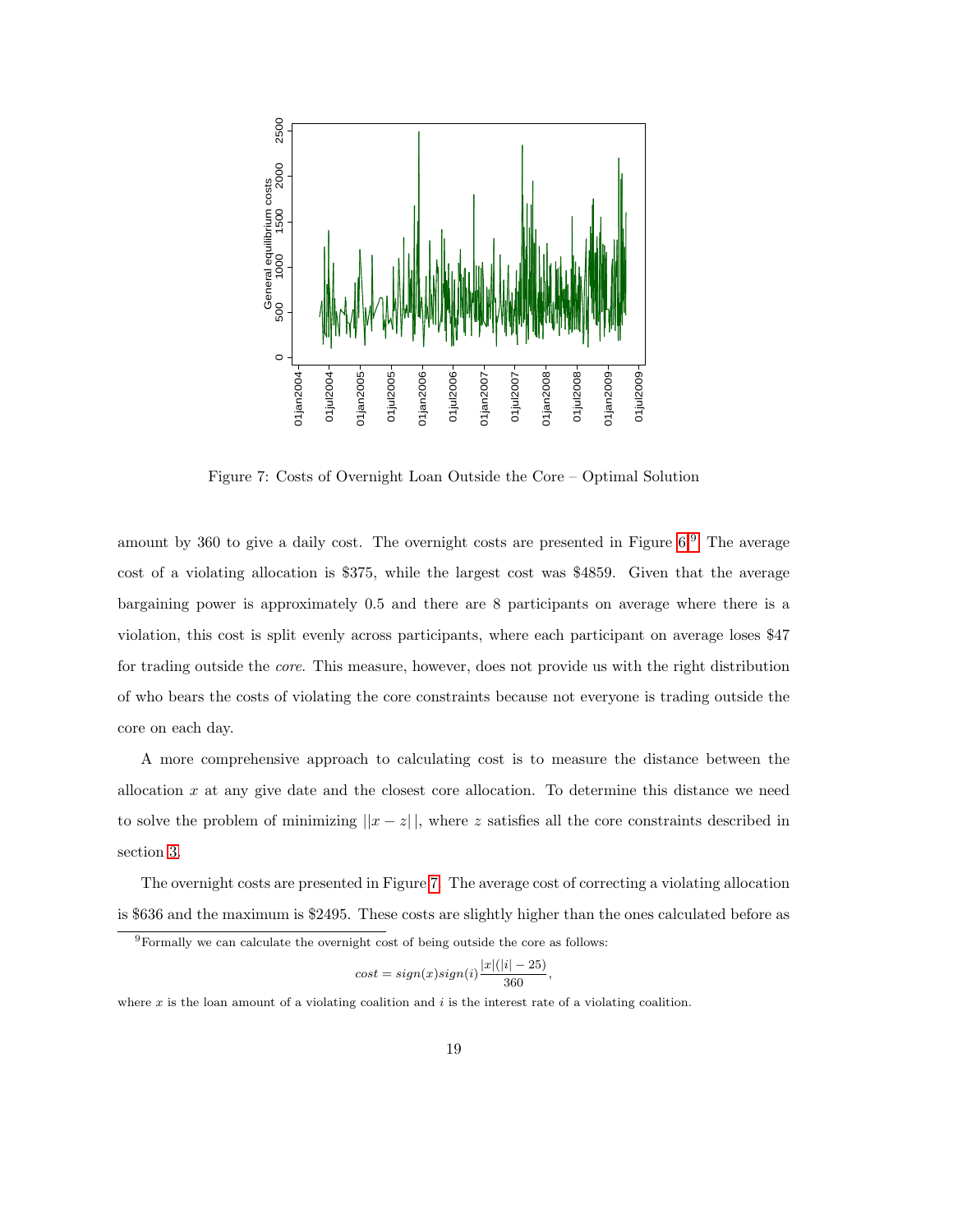Figure 7: Costs of Overnight Loan Outside the Core – Optimal Solution

amount by 360 to give a daily cost. The overnight costs are presented in Figure 6.[9] The average cost of a violating allocation is \$375, while the largest cost was \$4859. Given that the average bargaining power is approximately 0.5 and there are 8 participants on average where there is a violation, this cost is split evenly across participants, where each participant on average loses \$47 for trading outside the *core*. This measure, however, does not provide us with the right distribution of who bears the costs of violating the core constraints because not everyone is trading outside the core on each day.

A more comprehensive approach to calculating cost is to measure the distance between the allocation $x$ at any give date and the closest core allocation. To determine this distance we need to solve the problem of minimizing $||x - z||$, where $z$ satisfies all the core constraints described in section 3.

The overnight costs are presented in Figure 7. The average cost of correcting a violating allocation is \$636 and the maximum is \$2495. These costs are slightly higher than the ones calculated before as

[9] Formally we can calculate the overnight cost of being outside the core as follows:

$$cost = sign(x)sign(i)\frac{|x|(|i| - 25)}{360},$$

where $x$ is the loan amount of a violating coalition and $i$ is the interest rate of a violating coalition.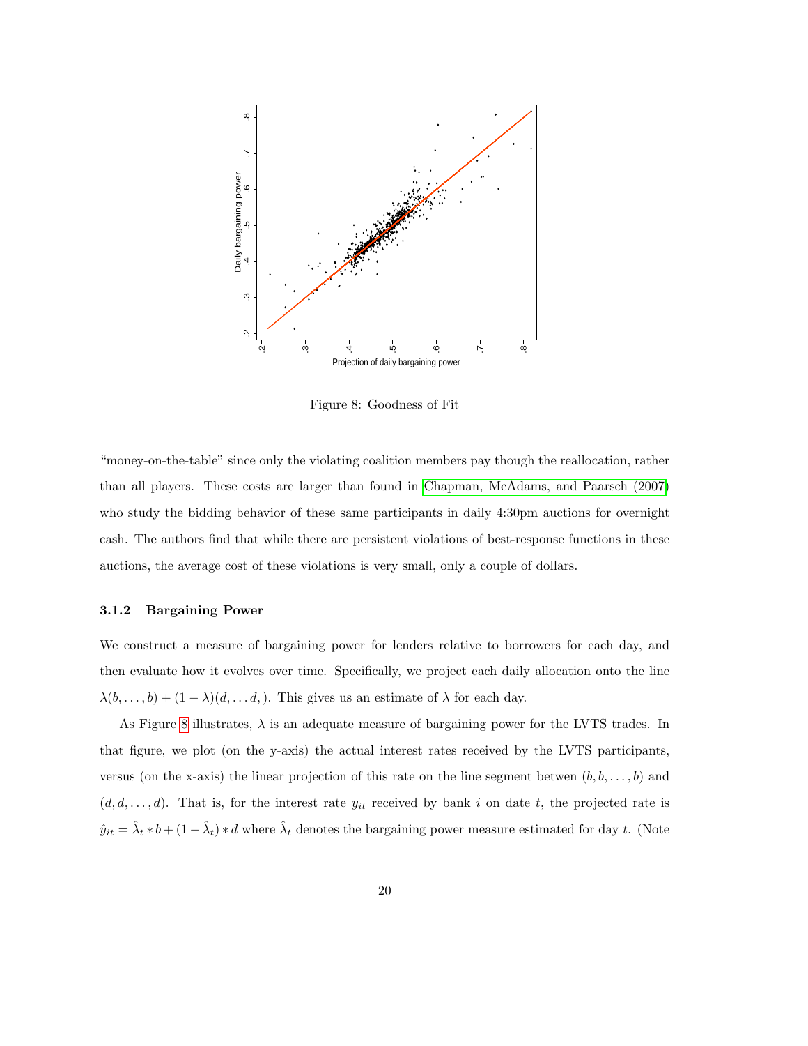Figure 8: Goodness of Fit

"money-on-the-table" since only the violating coalition members pay though the reallocation, rather than all players. These costs are larger than found in Chapman, McAdams, and Paarsch (2007) who study the bidding behavior of these same participants in daily 4:30pm auctions for overnight cash. The authors find that while there are persistent violations of best-response functions in these auctions, the average cost of these violations is very small, only a couple of dollars.

### 3.1.2 Bargaining Power

We construct a measure of bargaining power for lenders relative to borrowers for each day, and then evaluate how it evolves over time. Specifically, we project each daily allocation onto the line $\lambda(b, \ldots, b) + (1 - \lambda)(d, \ldots d, )$. This gives us an estimate of $\lambda$ for each day.

As Figure 8 illustrates, $\lambda$ is an adequate measure of bargaining power for the LVTS trades. In that figure, we plot (on the y-axis) the actual interest rates received by the LVTS participants, versus (on the x-axis) the linear projection of this rate on the line segment betwen $(b, b, \ldots, b)$ and $(d, d, \ldots, d)$. That is, for the interest rate $y_{it}$ received by bank $i$ on date $t$, the projected rate is $\hat{y}_{it} = \hat{\lambda}_t * b + (1 - \hat{\lambda}_t) * d$ where $\hat{\lambda}_t$ denotes the bargaining power measure estimated for day $t$. (Note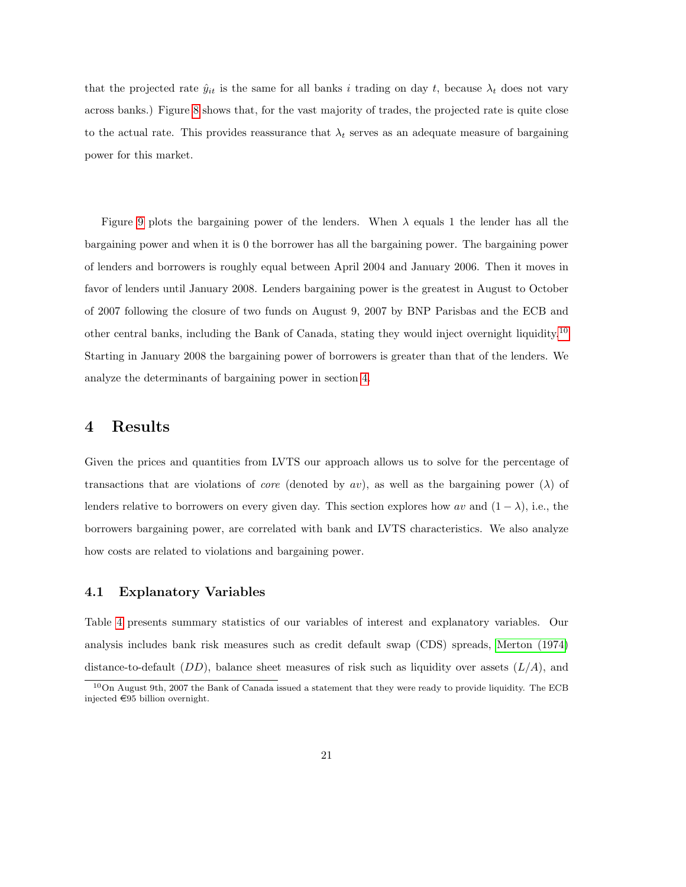that the projected rate $\hat{y}_{it}$ is the same for all banks $i$ trading on day $t$, because $\lambda_t$ does not vary across banks.) Figure 8 shows that, for the vast majority of trades, the projected rate is quite close to the actual rate. This provides reassurance that $\lambda_t$ serves as an adequate measure of bargaining power for this market.

Figure 9 plots the bargaining power of the lenders. When $\lambda$ equals 1 the lender has all the bargaining power and when it is 0 the borrower has all the bargaining power. The bargaining power of lenders and borrowers is roughly equal between April 2004 and January 2006. Then it moves in favor of lenders until January 2008. Lenders bargaining power is the greatest in August to October of 2007 following the closure of two funds on August 9, 2007 by BNP Parisbas and the ECB and other central banks, including the Bank of Canada, stating they would inject overnight liquidity.[10] Starting in January 2008 the bargaining power of borrowers is greater than that of the lenders. We analyze the determinants of bargaining power in section 4.

# 4 Results

Given the prices and quantities from LVTS our approach allows us to solve for the percentage of transactions that are violations of *core* (denoted by $av$), as well as the bargaining power ($\lambda$) of lenders relative to borrowers on every given day. This section explores how $av$ and $(1 - \lambda)$, i.e., the borrowers bargaining power, are correlated with bank and LVTS characteristics. We also analyze how costs are related to violations and bargaining power.

## 4.1 Explanatory Variables

Table 4 presents summary statistics of our variables of interest and explanatory variables. Our analysis includes bank risk measures such as credit default swap (CDS) spreads, Merton (1974) distance-to-default ($DD$), balance sheet measures of risk such as liquidity over assets ($L/A$), and

[10] On August 9th, 2007 the Bank of Canada issued a statement that they were ready to provide liquidity. The ECB injected €95 billion overnight.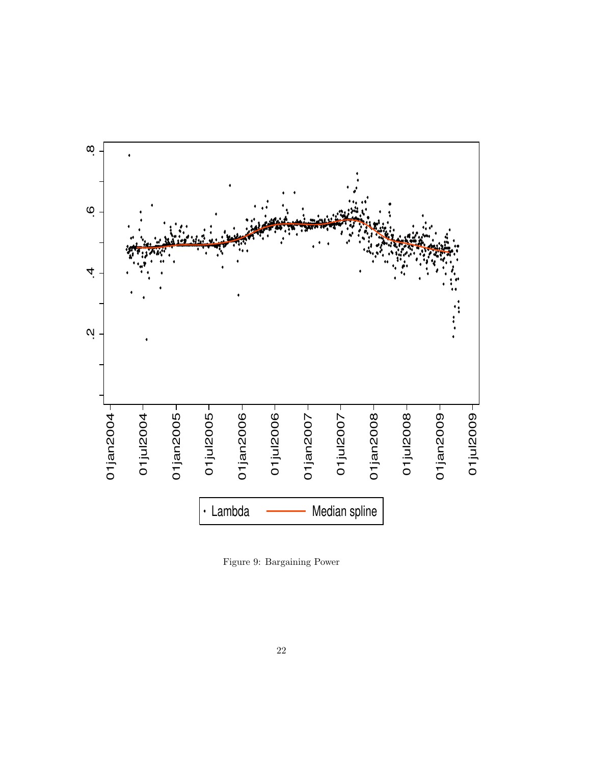Figure 9: Bargaining Power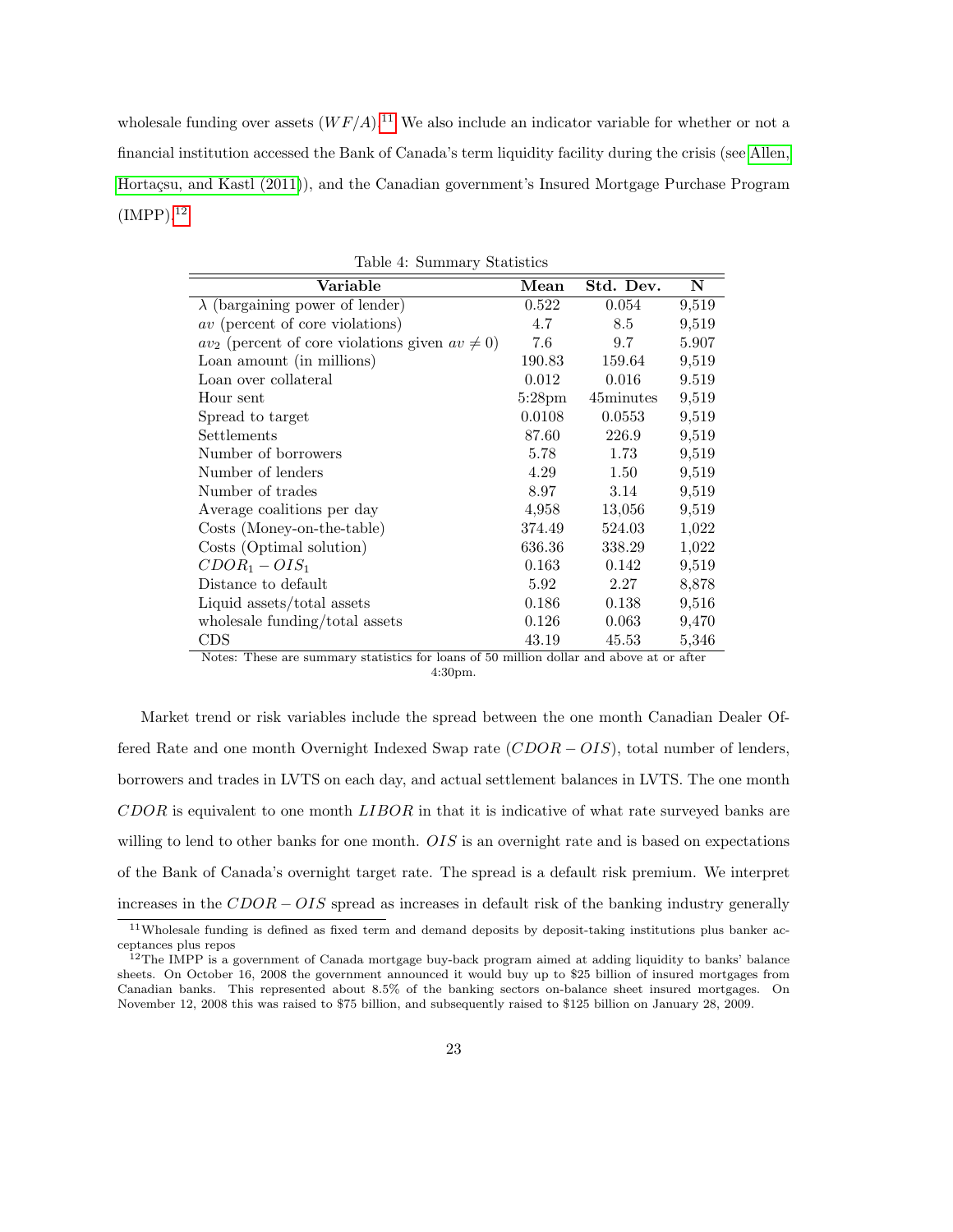wholesale funding over assets ($WF/A$).[11] We also include an indicator variable for whether or not a financial institution accessed the Bank of Canada's term liquidity facility during the crisis (see Allen, Hortaçsu, and Kastl (2011)), and the Canadian government's Insured Mortgage Purchase Program (IMPP).[12]

Table 4: Summary Statistics

| Variable | Mean | Std. Dev. | N |
|---|---|---|---|
| $\lambda$ (bargaining power of lender) | 0.522 | 0.054 | 9,519 |
| $av$ (percent of core violations) | 4.7 | 8.5 | 9,519 |
| $av_2$ (percent of core violations given $av \neq 0$) | 7.6 | 9.7 | 5.907 |
| Loan amount (in millions) | 190.83 | 159.64 | 9,519 |
| Loan over collateral | 0.012 | 0.016 | 9.519 |
| Hour sent | 5:28pm | 45minutes | 9,519 |
| Spread to target | 0.0108 | 0.0553 | 9,519 |
| Settlements | 87.60 | 226.9 | 9,519 |
| Number of borrowers | 5.78 | 1.73 | 9,519 |
| Number of lenders | 4.29 | 1.50 | 9,519 |
| Number of trades | 8.97 | 3.14 | 9,519 |
| Average coalitions per day | 4,958 | 13,056 | 9,519 |
| Costs (Money-on-the-table) | 374.49 | 524.03 | 1,022 |
| Costs (Optimal solution) | 636.36 | 338.29 | 1,022 |
| $CDOR_1 - OIS_1$ | 0.163 | 0.142 | 9,519 |
| Distance to default | 5.92 | 2.27 | 8,878 |
| Liquid assets/total assets | 0.186 | 0.138 | 9,516 |
| wholesale funding/total assets | 0.126 | 0.063 | 9,470 |
| CDS | 43.19 | 45.53 | 5,346 |

Notes: These are summary statistics for loans of 50 million dollar and above at or after 4:30pm.

Market trend or risk variables include the spread between the one month Canadian Dealer Offered Rate and one month Overnight Indexed Swap rate ($CDOR - OIS$), total number of lenders, borrowers and trades in LVTS on each day, and actual settlement balances in LVTS. The one month $CDOR$ is equivalent to one month $LIBOR$ in that it is indicative of what rate surveyed banks are willing to lend to other banks for one month. $OIS$ is an overnight rate and is based on expectations of the Bank of Canada's overnight target rate. The spread is a default risk premium. We interpret increases in the $CDOR - OIS$ spread as increases in default risk of the banking industry generally

[11] Wholesale funding is defined as fixed term and demand deposits by deposit-taking institutions plus banker acceptances plus repos

[12] The IMPP is a government of Canada mortgage buy-back program aimed at adding liquidity to banks' balance sheets. On October 16, 2008 the government announced it would buy up to $25 billion of insured mortgages from Canadian banks. This represented about 8.5% of the banking sectors on-balance sheet insured mortgages. On November 12, 2008 this was raised to $75 billion, and subsequently raised to $125 billion on January 28, 2009.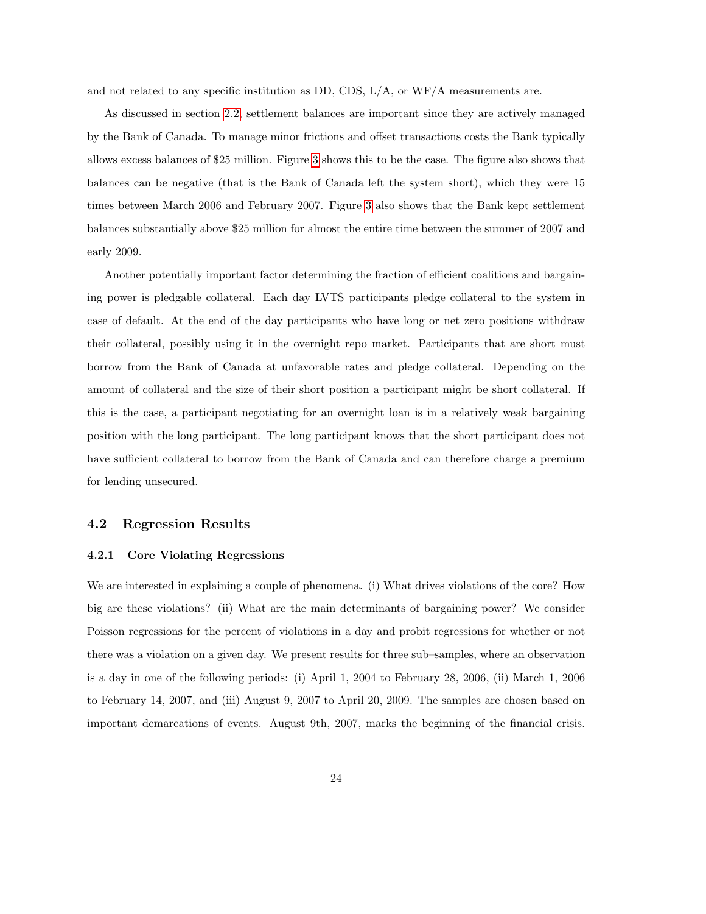and not related to any specific institution as DD, CDS, L/A, or WF/A measurements are.

As discussed in section 2.2, settlement balances are important since they are actively managed by the Bank of Canada. To manage minor frictions and offset transactions costs the Bank typically allows excess balances of $25 million. Figure 3 shows this to be the case. The figure also shows that balances can be negative (that is the Bank of Canada left the system short), which they were 15 times between March 2006 and February 2007. Figure 3 also shows that the Bank kept settlement balances substantially above $25 million for almost the entire time between the summer of 2007 and early 2009.

Another potentially important factor determining the fraction of efficient coalitions and bargaining power is pledgable collateral. Each day LVTS participants pledge collateral to the system in case of default. At the end of the day participants who have long or net zero positions withdraw their collateral, possibly using it in the overnight repo market. Participants that are short must borrow from the Bank of Canada at unfavorable rates and pledge collateral. Depending on the amount of collateral and the size of their short position a participant might be short collateral. If this is the case, a participant negotiating for an overnight loan is in a relatively weak bargaining position with the long participant. The long participant knows that the short participant does not have sufficient collateral to borrow from the Bank of Canada and can therefore charge a premium for lending unsecured.

## 4.2 Regression Results

### 4.2.1 Core Violating Regressions

We are interested in explaining a couple of phenomena. (i) What drives violations of the core? How big are these violations? (ii) What are the main determinants of bargaining power? We consider Poisson regressions for the percent of violations in a day and probit regressions for whether or not there was a violation on a given day. We present results for three sub–samples, where an observation is a day in one of the following periods: (i) April 1, 2004 to February 28, 2006, (ii) March 1, 2006 to February 14, 2007, and (iii) August 9, 2007 to April 20, 2009. The samples are chosen based on important demarcations of events. August 9th, 2007, marks the beginning of the financial crisis.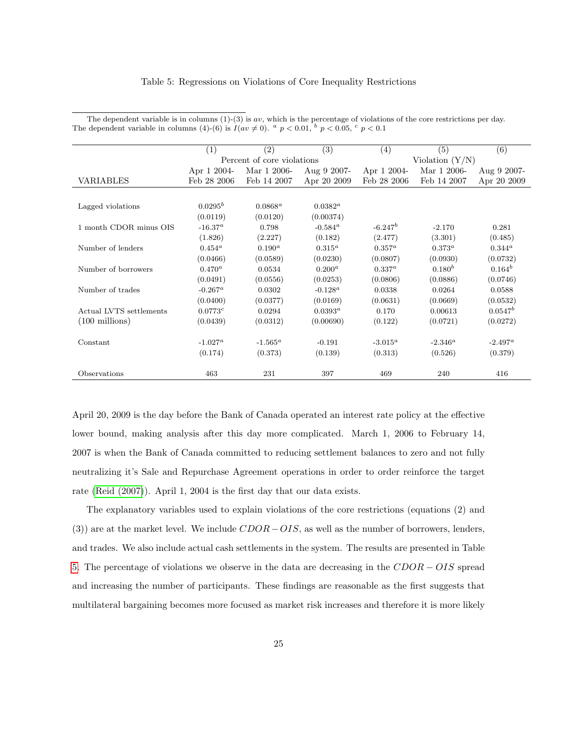Table 5: Regressions on Violations of Core Inequality Restrictions

The dependent variable is in columns (1)-(3) is $av$, which is the percentage of violations of the core restrictions per day. The dependent variable in columns (4)-(6) is $I(av \neq 0)$. [a] $p < 0.01$, [b] $p < 0.05$, [c] $p < 0.1$

| | (1) | (2) | (3) | (4) | (5) | (6) |
|---|---|---|---|---|---|---|
| | Percent of core violations | | | Violation (Y/N) | | |
| VARIABLES | Apr 1 2004- Feb 28 2006 | Mar 1 2006- Feb 14 2007 | Aug 9 2007- Apr 20 2009 | Apr 1 2004- Feb 28 2006 | Mar 1 2006- Feb 14 2007 | Aug 9 2007- Apr 20 2009 |
| Lagged violations | 0.0295[b] | 0.0868[a] | 0.0382[a] | | | |
| | (0.0119) | (0.0120) | (0.00374) | | | |
| 1 month CDOR minus OIS | -16.37[a] | 0.798 | -0.584[a] | -6.247[b] | -2.170 | 0.281 |
| | (1.826) | (2.227) | (0.182) | (2.477) | (3.301) | (0.485) |
| Number of lenders | 0.454[a] | 0.190[a] | 0.315[a] | 0.357[a] | 0.373[a] | 0.344[a] |
| | (0.0466) | (0.0589) | (0.0230) | (0.0807) | (0.0930) | (0.0732) |
| Number of borrowers | 0.470[a] | 0.0534 | 0.200[a] | 0.337[a] | 0.180[b] | 0.164[b] |
| | (0.0491) | (0.0556) | (0.0253) | (0.0806) | (0.0886) | (0.0746) |
| Number of trades | -0.267[a] | 0.0302 | -0.128[a] | 0.0338 | 0.0264 | 0.0588 |
| | (0.0400) | (0.0377) | (0.0169) | (0.0631) | (0.0669) | (0.0532) |
| Actual LVTS settlements | 0.0773[c] | 0.0294 | 0.0393[a] | 0.170 | 0.00613 | 0.0547[b] |
| (100 millions) | (0.0439) | (0.0312) | (0.00690) | (0.122) | (0.0721) | (0.0272) |
| Constant | -1.027[a] | -1.565[a] | -0.191 | -3.015[a] | -2.346[a] | -2.497[a] |
| | (0.174) | (0.373) | (0.139) | (0.313) | (0.526) | (0.379) |
| Observations | 463 | 231 | 397 | 469 | 240 | 416 |

April 20, 2009 is the day before the Bank of Canada operated an interest rate policy at the effective lower bound, making analysis after this day more complicated. March 1, 2006 to February 14, 2007 is when the Bank of Canada committed to reducing settlement balances to zero and not fully neutralizing it's Sale and Repurchase Agreement operations in order to order reinforce the target rate (Reid (2007)). April 1, 2004 is the first day that our data exists.

The explanatory variables used to explain violations of the core restrictions (equations (2) and (3)) are at the market level. We include $CDOR - OIS$, as well as the number of borrowers, lenders, and trades. We also include actual cash settlements in the system. The results are presented in Table 5. The percentage of violations we observe in the data are decreasing in the $CDOR - OIS$ spread and increasing the number of participants. These findings are reasonable as the first suggests that multilateral bargaining becomes more focused as market risk increases and therefore it is more likely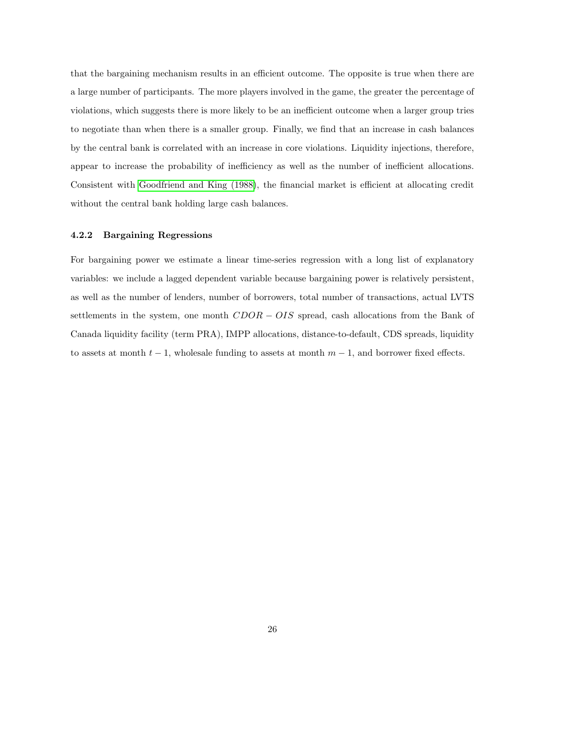that the bargaining mechanism results in an efficient outcome. The opposite is true when there are a large number of participants. The more players involved in the game, the greater the percentage of violations, which suggests there is more likely to be an inefficient outcome when a larger group tries to negotiate than when there is a smaller group. Finally, we find that an increase in cash balances by the central bank is correlated with an increase in core violations. Liquidity injections, therefore, appear to increase the probability of inefficiency as well as the number of inefficient allocations. Consistent with Goodfriend and King (1988), the financial market is efficient at allocating credit without the central bank holding large cash balances.

### 4.2.2 Bargaining Regressions

For bargaining power we estimate a linear time-series regression with a long list of explanatory variables: we include a lagged dependent variable because bargaining power is relatively persistent, as well as the number of lenders, number of borrowers, total number of transactions, actual LVTS settlements in the system, one month $CDOR - OIS$ spread, cash allocations from the Bank of Canada liquidity facility (term PRA), IMPP allocations, distance-to-default, CDS spreads, liquidity to assets at month $t-1$, wholesale funding to assets at month $m-1$, and borrower fixed effects.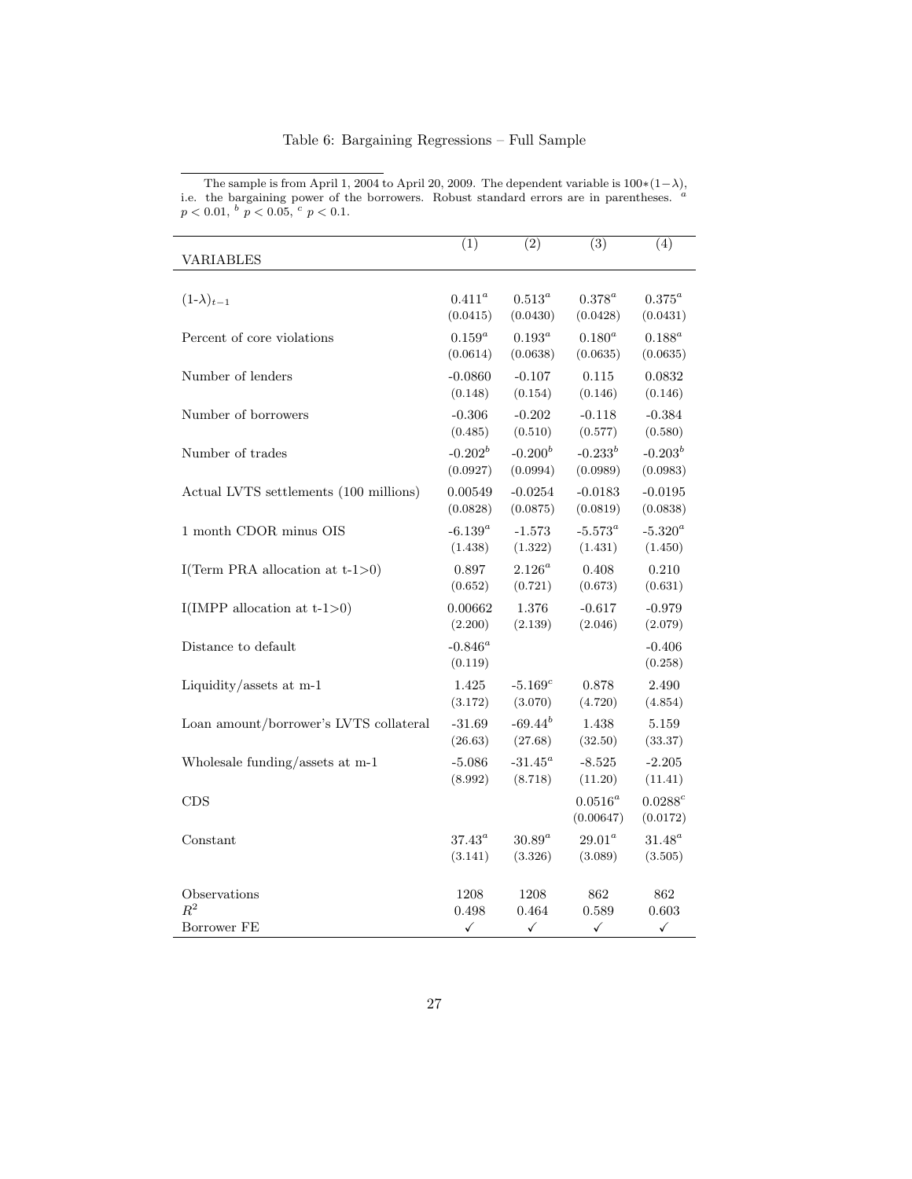Table 6: Bargaining Regressions – Full Sample

The sample is from April 1, 2004 to April 20, 2009. The dependent variable is $100*(1-\lambda)$, i.e. the bargaining power of the borrowers. Robust standard errors are in parentheses. $^a$ $p < 0.01$, $^b$ $p < 0.05$, $^c$ $p < 0.1$.

| VARIABLES | (1) | (2) | (3) | (4) |
|---|---|---|---|---|
| $(1\text{-}\lambda)_{t-1}$ | $0.411^a$ | $0.513^a$ | $0.378^a$ | $0.375^a$ |
| | (0.0415) | (0.0430) | (0.0428) | (0.0431) |
| Percent of core violations | $0.159^a$ | $0.193^a$ | $0.180^a$ | $0.188^a$ |
| | (0.0614) | (0.0638) | (0.0635) | (0.0635) |
| Number of lenders | -0.0860 | -0.107 | 0.115 | 0.0832 |
| | (0.148) | (0.154) | (0.146) | (0.146) |
| Number of borrowers | -0.306 | -0.202 | -0.118 | -0.384 |
| | (0.485) | (0.510) | (0.577) | (0.580) |
| Number of trades | $-0.202^b$ | $-0.200^b$ | $-0.233^b$ | $-0.203^b$ |
| | (0.0927) | (0.0994) | (0.0989) | (0.0983) |
| Actual LVTS settlements (100 millions) | 0.00549 | -0.0254 | -0.0183 | -0.0195 |
| | (0.0828) | (0.0875) | (0.0819) | (0.0838) |
| 1 month CDOR minus OIS | $-6.139^a$ | -1.573 | $-5.573^a$ | $-5.320^a$ |
| | (1.438) | (1.322) | (1.431) | (1.450) |
| I(Term PRA allocation at t-1>0) | 0.897 | $2.126^a$ | 0.408 | 0.210 |
| | (0.652) | (0.721) | (0.673) | (0.631) |
| I(IMPP allocation at t-1>0) | 0.00662 | 1.376 | -0.617 | -0.979 |
| | (2.200) | (2.139) | (2.046) | (2.079) |
| Distance to default | $-0.846^a$ | | | -0.406 |
| | (0.119) | | | (0.258) |
| Liquidity/assets at m-1 | 1.425 | $-5.169^c$ | 0.878 | 2.490 |
| | (3.172) | (3.070) | (4.720) | (4.854) |
| Loan amount/borrower's LVTS collateral | -31.69 | $-69.44^b$ | 1.438 | 5.159 |
| | (26.63) | (27.68) | (32.50) | (33.37) |
| Wholesale funding/assets at m-1 | -5.086 | $-31.45^a$ | -8.525 | -2.205 |
| | (8.992) | (8.718) | (11.20) | (11.41) |
| CDS | | | $0.0516^a$ | $0.0288^c$ |
| | | | (0.00647) | (0.0172) |
| Constant | $37.43^a$ | $30.89^a$ | $29.01^a$ | $31.48^a$ |
| | (3.141) | (3.326) | (3.089) | (3.505) |
| Observations | 1208 | 1208 | 862 | 862 |
| $R^2$ | 0.498 | 0.464 | 0.589 | 0.603 |
| Borrower FE | ✓ | ✓ | ✓ | ✓ |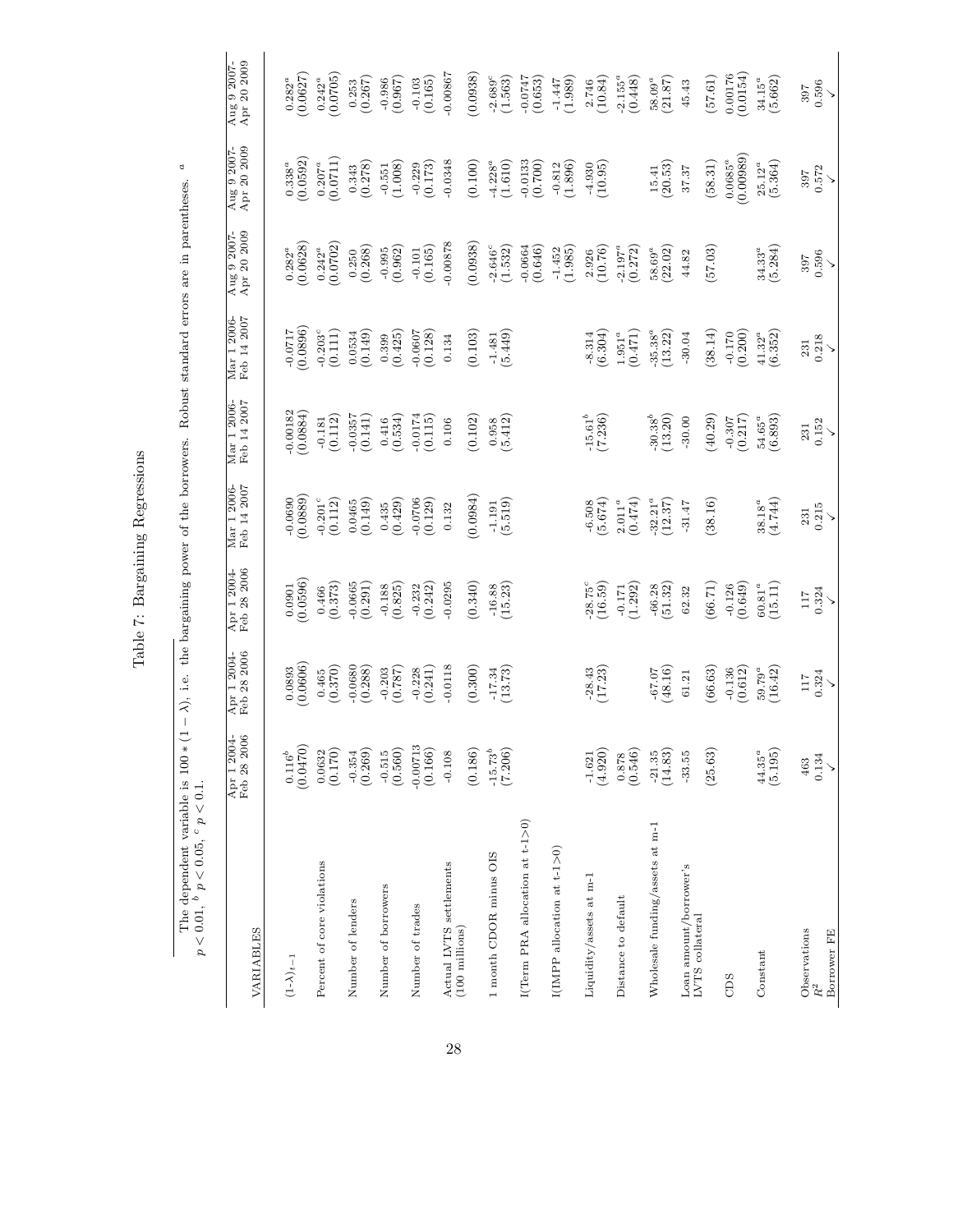# Table 7: Bargaining Regressions

The dependent variable is $100 * (1 - \lambda)$, i.e. the bargaining power of the borrowers. Robust standard errors are in parentheses. [a] $p < 0.01$, [b] $p < 0.05$, [c] $p < 0.1$.

| VARIABLES | Apr 1 2004-Feb 28 2006 | Apr 1 2004-Feb 28 2006 | Apr 1 2004-Feb 28 2006 | Mar 1 2006-Feb 14 2007 | Mar 1 2006-Feb 14 2007 | Mar 1 2006-Feb 14 2007 | Aug 9 2007-Apr 20 2009 | Aug 9 2007-Apr 20 2009 | Aug 9 2007-Apr 20 2009 |
|---|---|---|---|---|---|---|---|---|---|
| $(1\text{-}\lambda)_{t-1}$ | 0.116[b] | 0.0893 | 0.0901 | -0.0690 | -0.00182 | -0.0717 | 0.282[a] | 0.338[a] | 0.282[a] |
| | (0.0470) | (0.0606) | (0.0596) | (0.0889) | (0.0884) | (0.0896) | (0.0628) | (0.0592) | (0.0627) |
| Percent of core violations | 0.0632 | 0.465 | 0.466 | -0.201[c] | -0.181 | -0.203[c] | 0.242[a] | 0.207[a] | 0.242[a] |
| | (0.170) | (0.370) | (0.373) | (0.112) | (0.112) | (0.111) | (0.0702) | (0.0711) | (0.0705) |
| Number of lenders | -0.354 | -0.0680 | -0.0665 | 0.0465 | -0.0357 | 0.0534 | 0.250 | 0.343 | 0.253 |
| | (0.269) | (0.288) | (0.291) | (0.149) | (0.141) | (0.149) | (0.268) | (0.278) | (0.267) |
| Number of borrowers | -0.515 | -0.203 | -0.188 | 0.435 | 0.416 | 0.399 | -0.995 | -0.551 | -0.986 |
| | (0.560) | (0.787) | (0.825) | (0.429) | (0.534) | (0.425) | (0.962) | (1.008) | (0.967) |
| Number of trades | -0.00713 | -0.228 | -0.232 | -0.0706 | -0.0174 | -0.0607 | -0.101 | -0.229 | -0.103 |
| | (0.166) | (0.241) | (0.242) | (0.129) | (0.115) | (0.128) | (0.165) | (0.173) | (0.165) |
| Actual LVTS settlements (100 millions) | -0.108 | -0.0118 | -0.0295 | 0.132 | 0.106 | 0.134 | -0.00878 | -0.0348 | -0.00867 |
| | (0.186) | (0.300) | (0.340) | (0.0984) | (0.102) | (0.103) | (0.0938) | (0.100) | (0.0938) |
| 1 month CDOR minus OIS | -15.73[b] | -17.34 | -16.88 | -1.191 | 0.958 | -1.481 | -2.646[c] | -4.228[a] | -2.689[c] |
| | (7.206) | (13.73) | (15.23) | (5.519) | (5.412) | (5.449) | (1.532) | (1.610) | (1.563) |
| I(Term PRA allocation at t-1>0) | | | | | | | -0.0664 | -0.0133 | -0.0747 |
| | | | | | | | (0.646) | (0.700) | (0.653) |
| I(IMPP allocation at t-1>0) | | | | | | | -1.452 | -0.812 | -1.447 |
| | | | | | | | (1.985) | (1.896) | (1.989) |
| Liquidity/assets at m-1 | -1.621 | -28.43 | -28.75[c] | -6.508 | -15.61[b] | -8.314 | 2.926 | -4.930 | 2.746 |
| | (4.920) | (17.23) | (16.59) | (5.674) | (7.236) | (6.304) | (10.76) | (10.95) | (10.84) |
| Distance to default | 0.878 | | -0.171 | 2.011[a] | | 1.951[a] | -2.197[a] | | -2.155[a] |
| | (0.546) | | (1.292) | (0.474) | | (0.471) | (0.272) | | (0.448) |
| Wholesale funding/assets at m-1 | -21.35 | -67.07 | -66.28 | -32.21[a] | -30.38[b] | -35.38[a] | 58.69[a] | 15.41 | 58.09[a] |
| | (14.83) | (48.16) | (51.32) | (12.37) | (13.20) | (13.22) | (22.02) | (20.53) | (21.87) |
| Loan amount/borrower's LVTS collateral | -33.55 | 61.21 | 62.32 | -31.47 | -30.00 | -30.04 | 44.82 | 37.37 | 45.43 |
| | (25.63) | (66.63) | (66.71) | (38.16) | (40.29) | (38.14) | (57.03) | (58.31) | (57.61) |
| CDS | | -0.136 | -0.126 | | -0.307 | -0.170 | | 0.0685[a] | 0.00176 |
| | | (0.612) | (0.649) | | (0.217) | (0.200) | | (0.00989) | (0.0154) |
| Constant | 44.35[a] | 59.79[a] | 60.81[a] | 38.18[a] | 54.65[a] | 41.32[a] | 34.33[a] | 25.12[a] | 34.15[a] |
| | (5.195) | (16.42) | (15.11) | (4.744) | (6.893) | (6.352) | (5.284) | (5.364) | (5.662) |
| Observations | 463 | 117 | 117 | 231 | 231 | 231 | 397 | 397 | 397 |
| $R^2$ | 0.134 | 0.324 | 0.324 | 0.215 | 0.152 | 0.218 | 0.596 | 0.572 | 0.596 |
| Borrower FE | ✓ | ✓ | ✓ | ✓ | ✓ | ✓ | ✓ | ✓ | ✓ |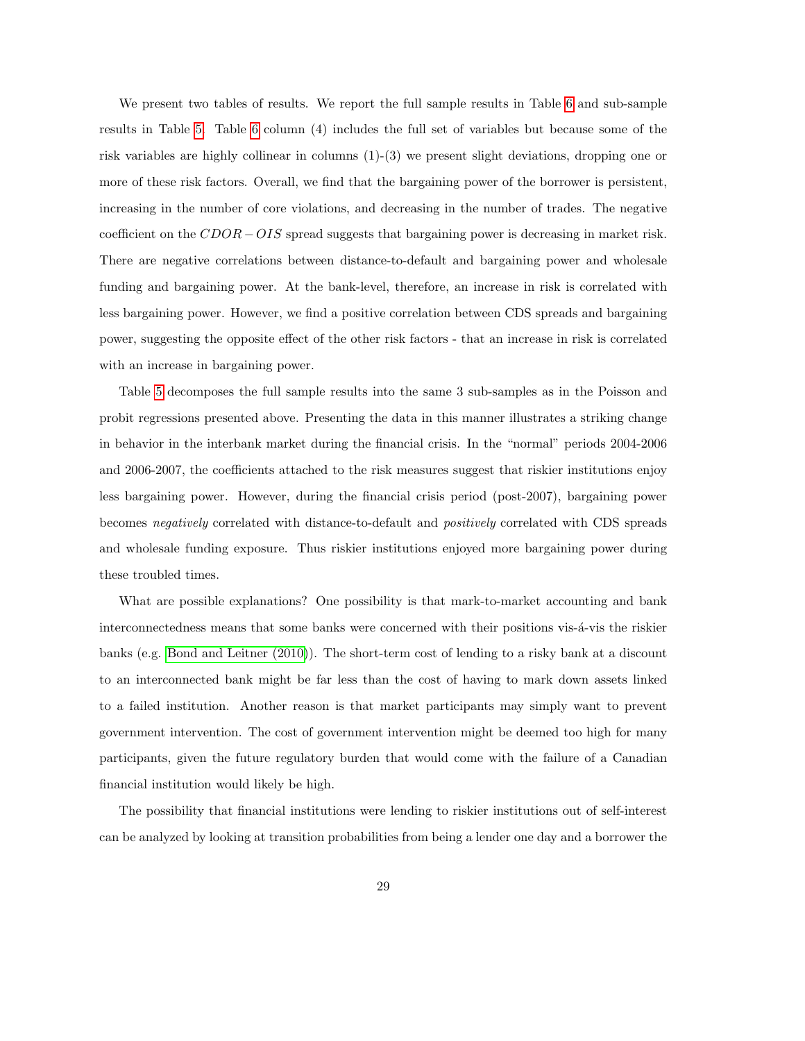We present two tables of results. We report the full sample results in Table 6 and sub-sample results in Table 5. Table 6 column (4) includes the full set of variables but because some of the risk variables are highly collinear in columns (1)-(3) we present slight deviations, dropping one or more of these risk factors. Overall, we find that the bargaining power of the borrower is persistent, increasing in the number of core violations, and decreasing in the number of trades. The negative coefficient on the $CDOR - OIS$ spread suggests that bargaining power is decreasing in market risk. There are negative correlations between distance-to-default and bargaining power and wholesale funding and bargaining power. At the bank-level, therefore, an increase in risk is correlated with less bargaining power. However, we find a positive correlation between CDS spreads and bargaining power, suggesting the opposite effect of the other risk factors - that an increase in risk is correlated with an increase in bargaining power.

Table 5 decomposes the full sample results into the same 3 sub-samples as in the Poisson and probit regressions presented above. Presenting the data in this manner illustrates a striking change in behavior in the interbank market during the financial crisis. In the "normal" periods 2004-2006 and 2006-2007, the coefficients attached to the risk measures suggest that riskier institutions enjoy less bargaining power. However, during the financial crisis period (post-2007), bargaining power becomes *negatively* correlated with distance-to-default and *positively* correlated with CDS spreads and wholesale funding exposure. Thus riskier institutions enjoyed more bargaining power during these troubled times.

What are possible explanations? One possibility is that mark-to-market accounting and bank interconnectedness means that some banks were concerned with their positions vis-á-vis the riskier banks (e.g. Bond and Leitner (2010)). The short-term cost of lending to a risky bank at a discount to an interconnected bank might be far less than the cost of having to mark down assets linked to a failed institution. Another reason is that market participants may simply want to prevent government intervention. The cost of government intervention might be deemed too high for many participants, given the future regulatory burden that would come with the failure of a Canadian financial institution would likely be high.

The possibility that financial institutions were lending to riskier institutions out of self-interest can be analyzed by looking at transition probabilities from being a lender one day and a borrower the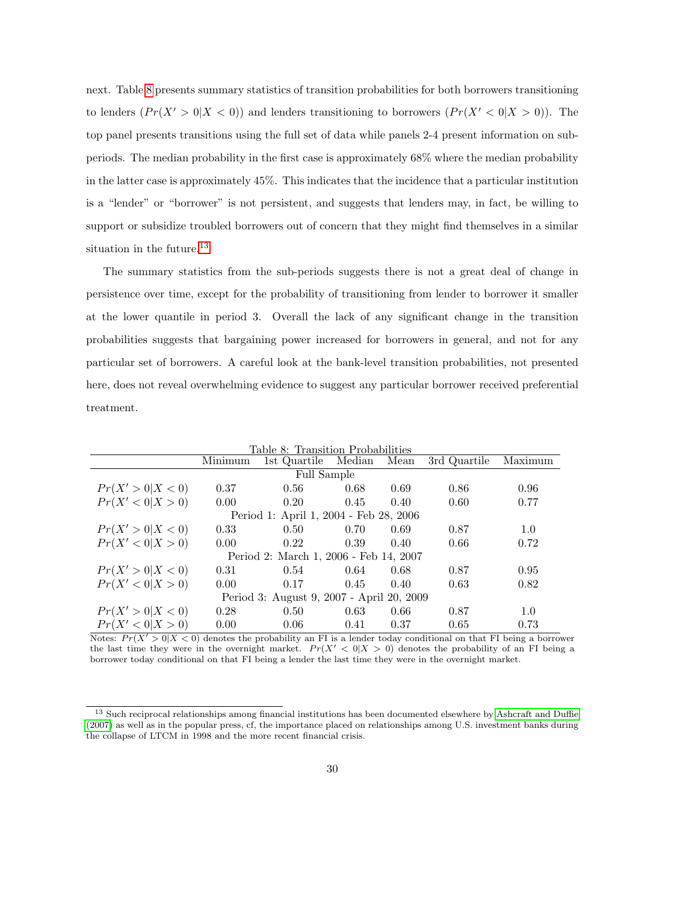next. Table 8 presents summary statistics of transition probabilities for both borrowers transitioning to lenders ($Pr(X' > 0|X < 0)$) and lenders transitioning to borrowers ($Pr(X' < 0|X > 0)$). The top panel presents transitions using the full set of data while panels 2-4 present information on sub-periods. The median probability in the first case is approximately 68% where the median probability in the latter case is approximately 45%. This indicates that the incidence that a particular institution is a "lender" or "borrower" is not persistent, and suggests that lenders may, in fact, be willing to support or subsidize troubled borrowers out of concern that they might find themselves in a similar situation in the future.[13]

The summary statistics from the sub-periods suggests there is not a great deal of change in persistence over time, except for the probability of transitioning from lender to borrower it smaller at the lower quantile in period 3. Overall the lack of any significant change in the transition probabilities suggests that bargaining power increased for borrowers in general, and not for any particular set of borrowers. A careful look at the bank-level transition probabilities, not presented here, does not reveal overwhelming evidence to suggest any particular borrower received preferential treatment.

Table 8: Transition Probabilities

| | Minimum | 1st Quartile | Median | Mean | 3rd Quartile | Maximum |
|---|---|---|---|---|---|---|
| **Full Sample** | | | | | | |
| $Pr(X' > 0\|X < 0)$ | 0.37 | 0.56 | 0.68 | 0.69 | 0.86 | 0.96 |
| $Pr(X' < 0\|X > 0)$ | 0.00 | 0.20 | 0.45 | 0.40 | 0.60 | 0.77 |
| **Period 1: April 1, 2004 - Feb 28, 2006** | | | | | | |
| $Pr(X' > 0\|X < 0)$ | 0.33 | 0.50 | 0.70 | 0.69 | 0.87 | 1.0 |
| $Pr(X' < 0\|X > 0)$ | 0.00 | 0.22 | 0.39 | 0.40 | 0.66 | 0.72 |
| **Period 2: March 1, 2006 - Feb 14, 2007** | | | | | | |
| $Pr(X' > 0\|X < 0)$ | 0.31 | 0.54 | 0.64 | 0.68 | 0.87 | 0.95 |
| $Pr(X' < 0\|X > 0)$ | 0.00 | 0.17 | 0.45 | 0.40 | 0.63 | 0.82 |
| **Period 3: August 9, 2007 - April 20, 2009** | | | | | | |
| $Pr(X' > 0\|X < 0)$ | 0.28 | 0.50 | 0.63 | 0.66 | 0.87 | 1.0 |
| $Pr(X' < 0\|X > 0)$ | 0.00 | 0.06 | 0.41 | 0.37 | 0.65 | 0.73 |

Notes: $Pr(X' > 0|X < 0)$ denotes the probability an FI is a lender today conditional on that FI being a borrower the last time they were in the overnight market. $Pr(X' < 0|X > 0)$ denotes the probability of an FI being a borrower today conditional on that FI being a lender the last time they were in the overnight market.

[13] Such reciprocal relationships among financial institutions has been documented elsewhere by Ashcraft and Duffie (2007) as well as in the popular press, cf, the importance placed on relationships among U.S. investment banks during the collapse of LTCM in 1998 and the more recent financial crisis.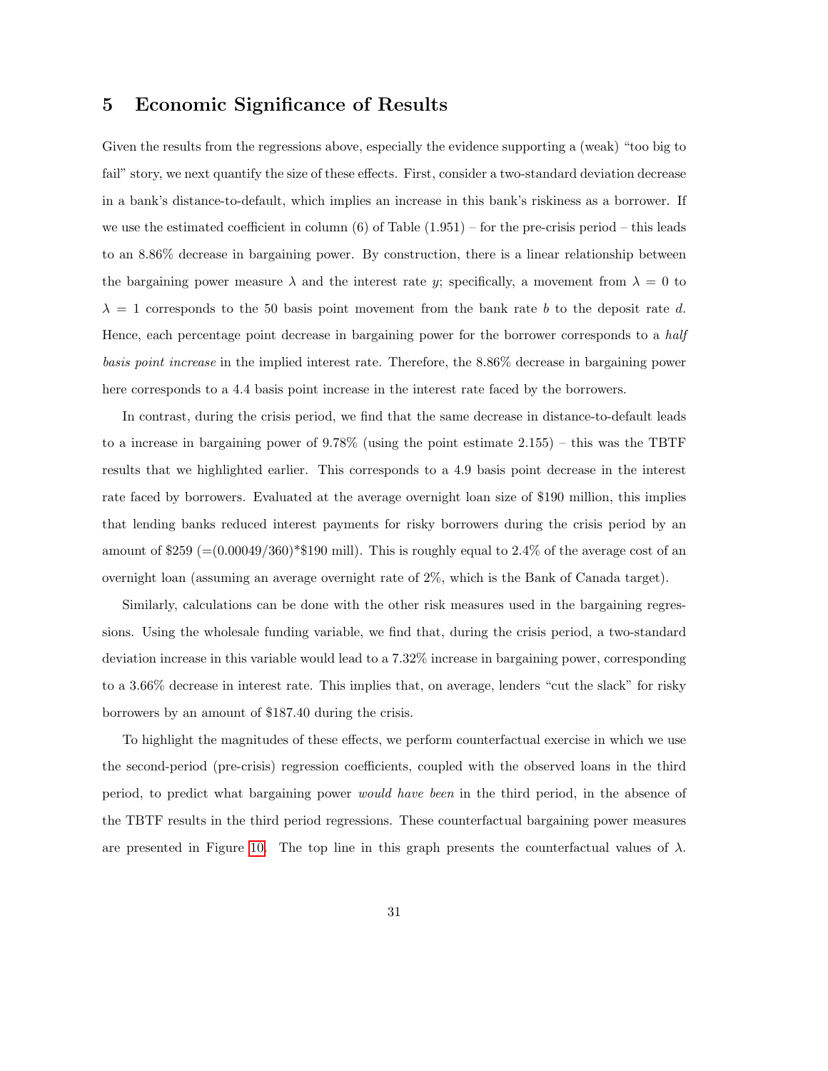# 5 Economic Significance of Results

Given the results from the regressions above, especially the evidence supporting a (weak) "too big to fail" story, we next quantify the size of these effects. First, consider a two-standard deviation decrease in a bank's distance-to-default, which implies an increase in this bank's riskiness as a borrower. If we use the estimated coefficient in column (6) of Table (1.951) – for the pre-crisis period – this leads to an 8.86% decrease in bargaining power. By construction, there is a linear relationship between the bargaining power measure $\lambda$ and the interest rate $y$; specifically, a movement from $\lambda = 0$ to $\lambda = 1$ corresponds to the 50 basis point movement from the bank rate $b$ to the deposit rate $d$. Hence, each percentage point decrease in bargaining power for the borrower corresponds to a *half basis point increase* in the implied interest rate. Therefore, the 8.86% decrease in bargaining power here corresponds to a 4.4 basis point increase in the interest rate faced by the borrowers.

In contrast, during the crisis period, we find that the same decrease in distance-to-default leads to a increase in bargaining power of 9.78% (using the point estimate 2.155) – this was the TBTF results that we highlighted earlier. This corresponds to a 4.9 basis point decrease in the interest rate faced by borrowers. Evaluated at the average overnight loan size of \$190 million, this implies that lending banks reduced interest payments for risky borrowers during the crisis period by an amount of \$259 (=(0.00049/360)*\$190 mill). This is roughly equal to 2.4% of the average cost of an overnight loan (assuming an average overnight rate of 2%, which is the Bank of Canada target).

Similarly, calculations can be done with the other risk measures used in the bargaining regressions. Using the wholesale funding variable, we find that, during the crisis period, a two-standard deviation increase in this variable would lead to a 7.32% increase in bargaining power, corresponding to a 3.66% decrease in interest rate. This implies that, on average, lenders "cut the slack" for risky borrowers by an amount of \$187.40 during the crisis.

To highlight the magnitudes of these effects, we perform counterfactual exercise in which we use the second-period (pre-crisis) regression coefficients, coupled with the observed loans in the third period, to predict what bargaining power *would have been* in the third period, in the absence of the TBTF results in the third period regressions. These counterfactual bargaining power measures are presented in Figure 10. The top line in this graph presents the counterfactual values of $\lambda$.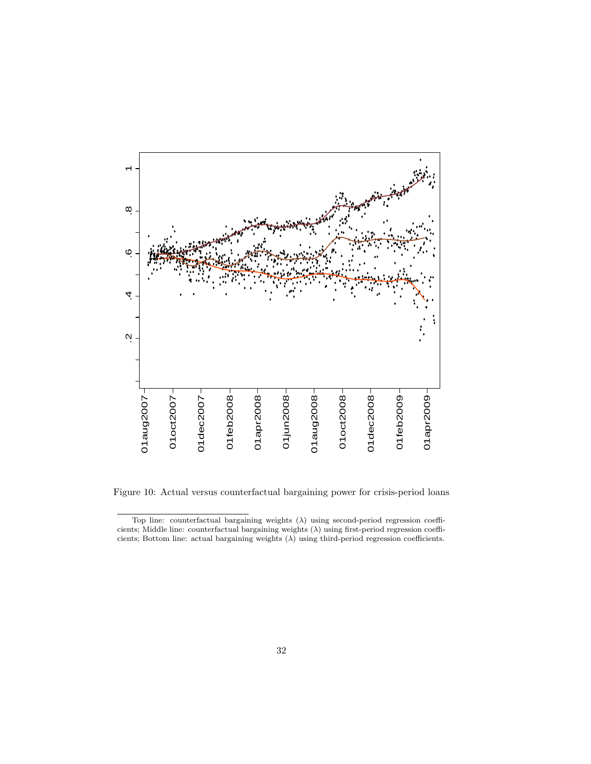Figure 10: Actual versus counterfactual bargaining power for crisis-period loans

Top line: counterfactual bargaining weights ($\lambda$) using second-period regression coefficients; Middle line: counterfactual bargaining weights ($\lambda$) using first-period regression coefficients; Bottom line: actual bargaining weights ($\lambda$) using third-period regression coefficients.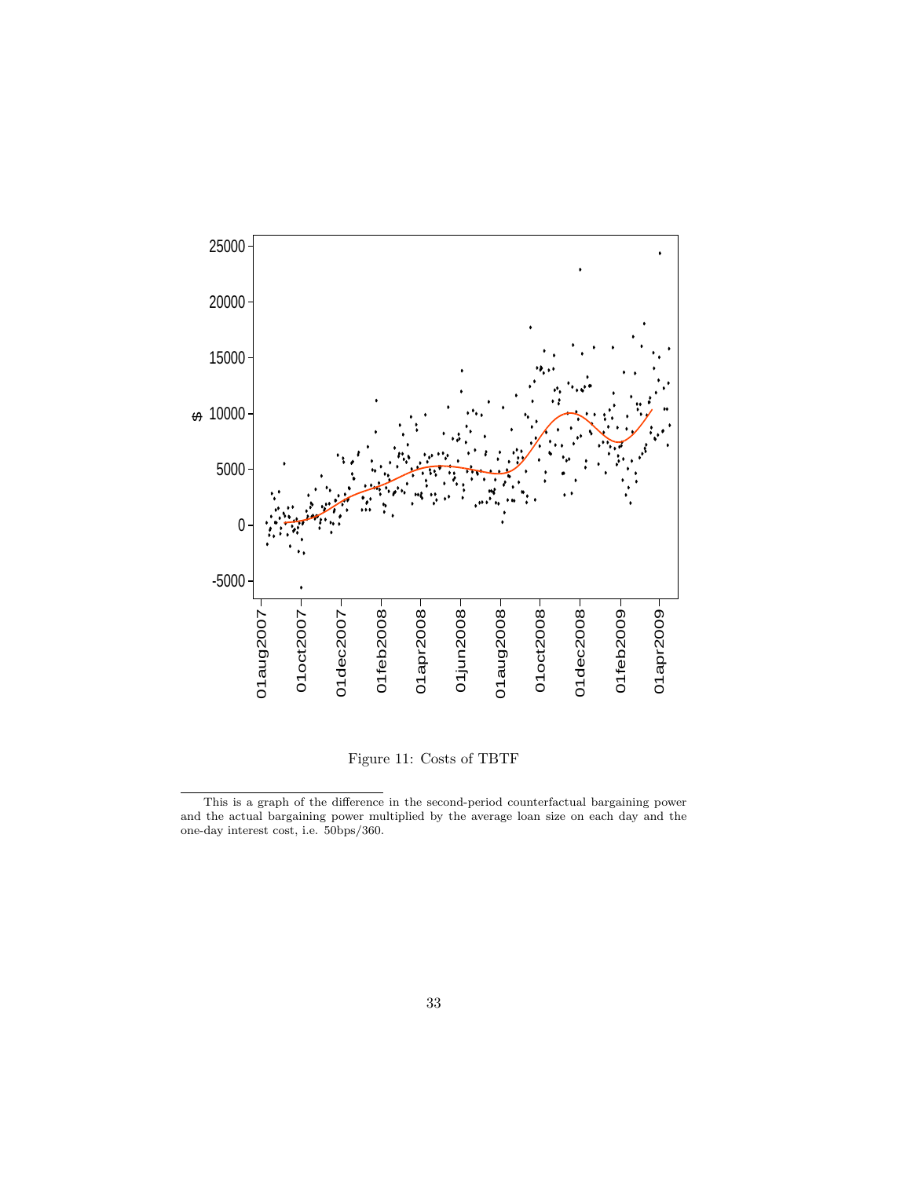Figure 11: Costs of TBTF

This is a graph of the difference in the second-period counterfactual bargaining power and the actual bargaining power multiplied by the average loan size on each day and the one-day interest cost, i.e. 50bps/360.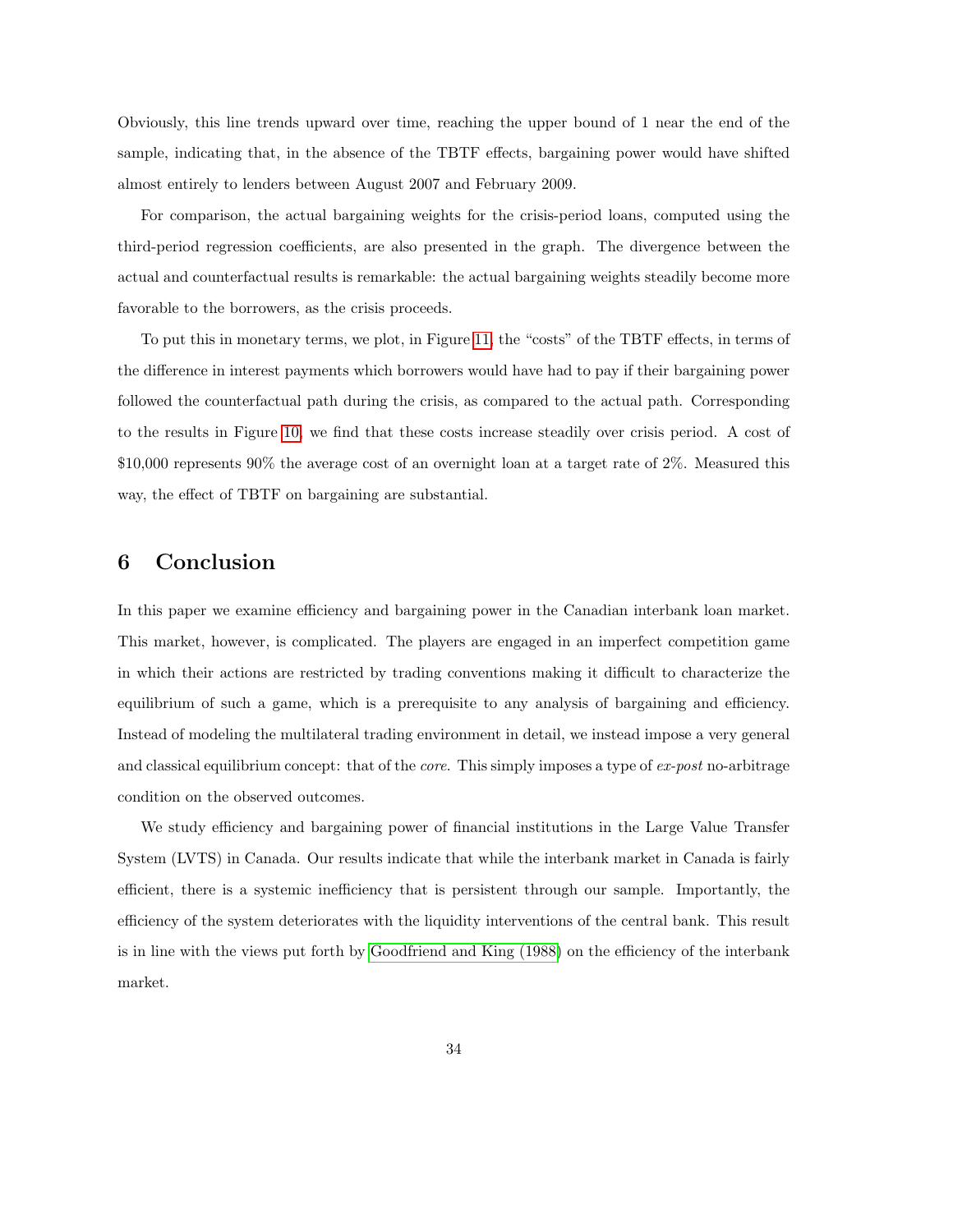Obviously, this line trends upward over time, reaching the upper bound of 1 near the end of the sample, indicating that, in the absence of the TBTF effects, bargaining power would have shifted almost entirely to lenders between August 2007 and February 2009.

For comparison, the actual bargaining weights for the crisis-period loans, computed using the third-period regression coefficients, are also presented in the graph. The divergence between the actual and counterfactual results is remarkable: the actual bargaining weights steadily become more favorable to the borrowers, as the crisis proceeds.

To put this in monetary terms, we plot, in Figure 11, the "costs" of the TBTF effects, in terms of the difference in interest payments which borrowers would have had to pay if their bargaining power followed the counterfactual path during the crisis, as compared to the actual path. Corresponding to the results in Figure 10, we find that these costs increase steadily over crisis period. A cost of \$10,000 represents 90% the average cost of an overnight loan at a target rate of 2%. Measured this way, the effect of TBTF on bargaining are substantial.

## 6 Conclusion

In this paper we examine efficiency and bargaining power in the Canadian interbank loan market. This market, however, is complicated. The players are engaged in an imperfect competition game in which their actions are restricted by trading conventions making it difficult to characterize the equilibrium of such a game, which is a prerequisite to any analysis of bargaining and efficiency. Instead of modeling the multilateral trading environment in detail, we instead impose a very general and classical equilibrium concept: that of the *core*. This simply imposes a type of *ex-post* no-arbitrage condition on the observed outcomes.

We study efficiency and bargaining power of financial institutions in the Large Value Transfer System (LVTS) in Canada. Our results indicate that while the interbank market in Canada is fairly efficient, there is a systemic inefficiency that is persistent through our sample. Importantly, the efficiency of the system deteriorates with the liquidity interventions of the central bank. This result is in line with the views put forth by Goodfriend and King (1988) on the efficiency of the interbank market.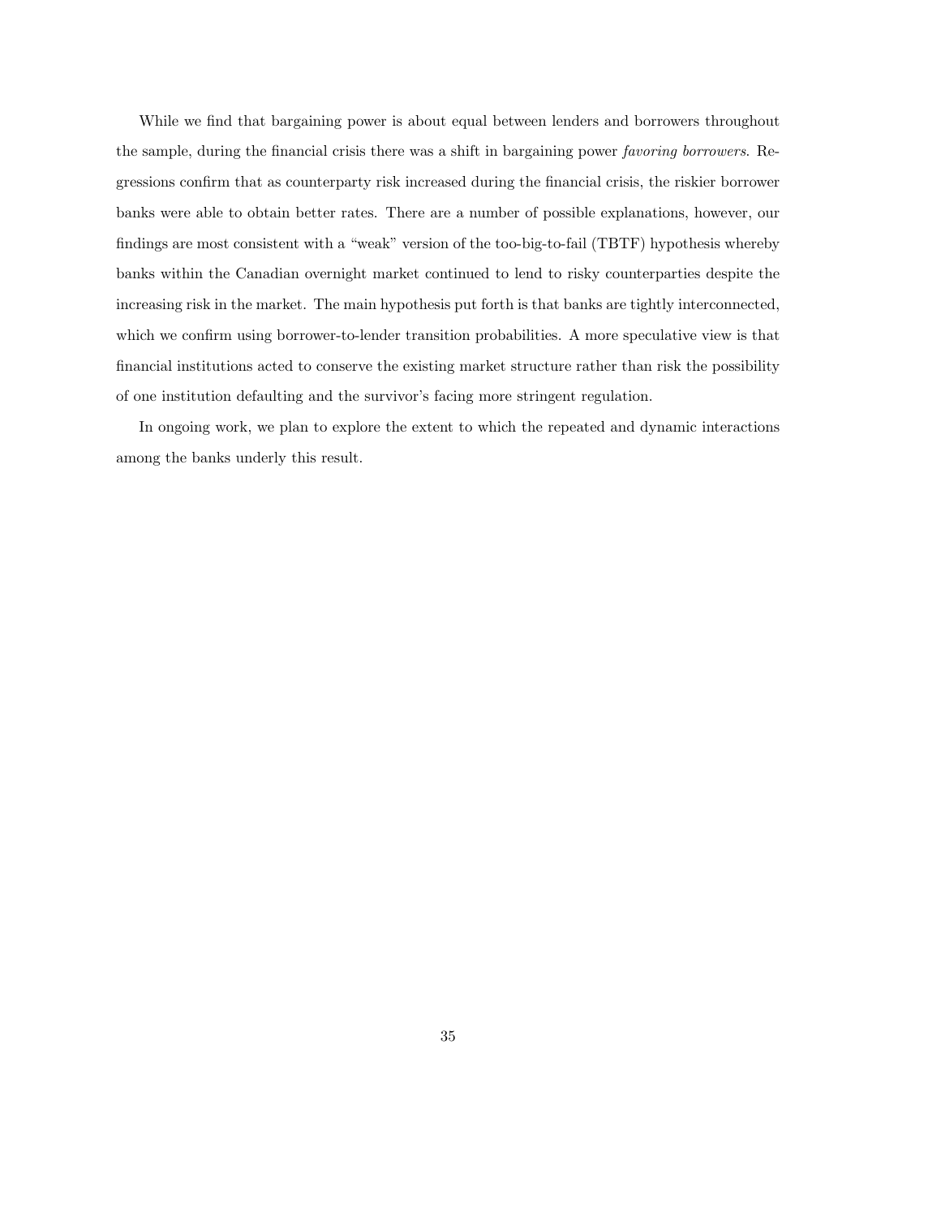While we find that bargaining power is about equal between lenders and borrowers throughout the sample, during the financial crisis there was a shift in bargaining power *favoring borrowers*. Regressions confirm that as counterparty risk increased during the financial crisis, the riskier borrower banks were able to obtain better rates. There are a number of possible explanations, however, our findings are most consistent with a "weak" version of the too-big-to-fail (TBTF) hypothesis whereby banks within the Canadian overnight market continued to lend to risky counterparties despite the increasing risk in the market. The main hypothesis put forth is that banks are tightly interconnected, which we confirm using borrower-to-lender transition probabilities. A more speculative view is that financial institutions acted to conserve the existing market structure rather than risk the possibility of one institution defaulting and the survivor's facing more stringent regulation.

In ongoing work, we plan to explore the extent to which the repeated and dynamic interactions among the banks underly this result.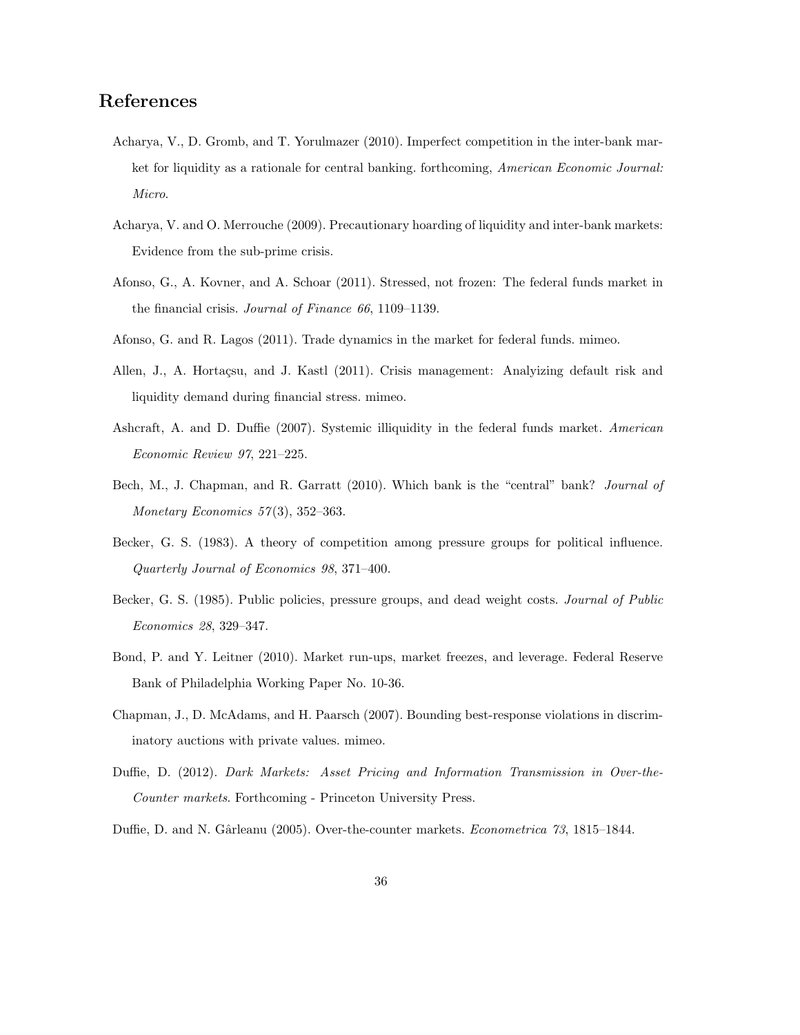# References

Acharya, V., D. Gromb, and T. Yorulmazer (2010). Imperfect competition in the inter-bank market for liquidity as a rationale for central banking. forthcoming, *American Economic Journal: Micro*.

Acharya, V. and O. Merrouche (2009). Precautionary hoarding of liquidity and inter-bank markets: Evidence from the sub-prime crisis.

Afonso, G., A. Kovner, and A. Schoar (2011). Stressed, not frozen: The federal funds market in the financial crisis. *Journal of Finance 66*, 1109–1139.

Afonso, G. and R. Lagos (2011). Trade dynamics in the market for federal funds. mimeo.

Allen, J., A. Hortaçsu, and J. Kastl (2011). Crisis management: Analyizing default risk and liquidity demand during financial stress. mimeo.

Ashcraft, A. and D. Duffie (2007). Systemic illiquidity in the federal funds market. *American Economic Review 97*, 221–225.

Bech, M., J. Chapman, and R. Garratt (2010). Which bank is the "central" bank? *Journal of Monetary Economics 57*(3), 352–363.

Becker, G. S. (1983). A theory of competition among pressure groups for political influence. *Quarterly Journal of Economics 98*, 371–400.

Becker, G. S. (1985). Public policies, pressure groups, and dead weight costs. *Journal of Public Economics 28*, 329–347.

Bond, P. and Y. Leitner (2010). Market run-ups, market freezes, and leverage. Federal Reserve Bank of Philadelphia Working Paper No. 10-36.

Chapman, J., D. McAdams, and H. Paarsch (2007). Bounding best-response violations in discriminatory auctions with private values. mimeo.

Duffie, D. (2012). *Dark Markets: Asset Pricing and Information Transmission in Over-the-Counter markets*. Forthcoming - Princeton University Press.

Duffie, D. and N. Gârleanu (2005). Over-the-counter markets. *Econometrica 73*, 1815–1844.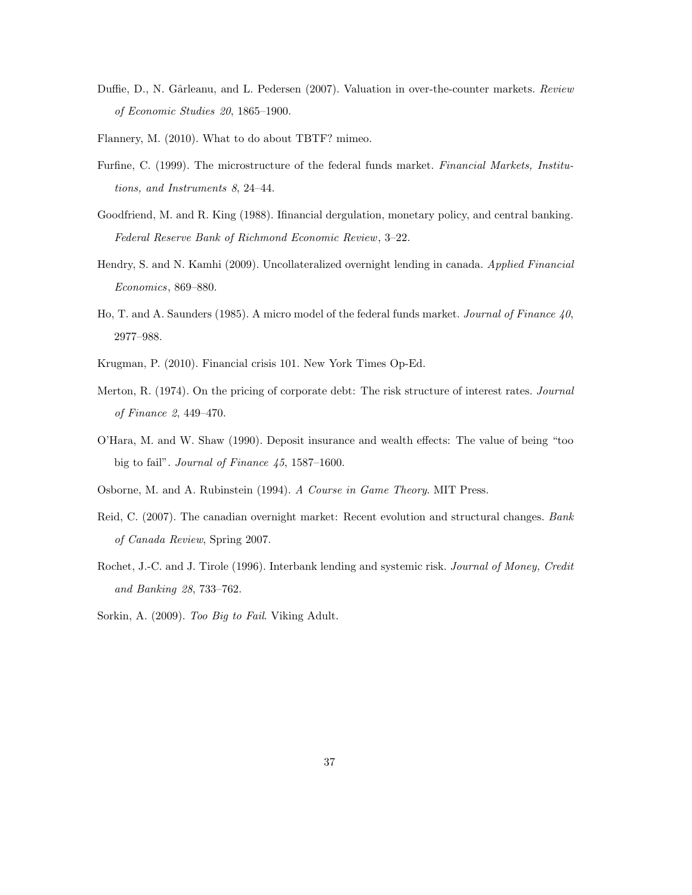Duffie, D., N. Gârleanu, and L. Pedersen (2007). Valuation in over-the-counter markets. *Review of Economic Studies 20*, 1865–1900.

Flannery, M. (2010). What to do about TBTF? mimeo.

Furfine, C. (1999). The microstructure of the federal funds market. *Financial Markets, Institutions, and Instruments 8*, 24–44.

Goodfriend, M. and R. King (1988). Ifinancial dergulation, monetary policy, and central banking. *Federal Reserve Bank of Richmond Economic Review*, 3–22.

Hendry, S. and N. Kamhi (2009). Uncollateralized overnight lending in canada. *Applied Financial Economics*, 869–880.

Ho, T. and A. Saunders (1985). A micro model of the federal funds market. *Journal of Finance 40*, 2977–988.

Krugman, P. (2010). Financial crisis 101. New York Times Op-Ed.

Merton, R. (1974). On the pricing of corporate debt: The risk structure of interest rates. *Journal of Finance 2*, 449–470.

O'Hara, M. and W. Shaw (1990). Deposit insurance and wealth effects: The value of being "too big to fail". *Journal of Finance 45*, 1587–1600.

Osborne, M. and A. Rubinstein (1994). *A Course in Game Theory*. MIT Press.

Reid, C. (2007). The canadian overnight market: Recent evolution and structural changes. *Bank of Canada Review*, Spring 2007.

Rochet, J.-C. and J. Tirole (1996). Interbank lending and systemic risk. *Journal of Money, Credit and Banking 28*, 733–762.

Sorkin, A. (2009). *Too Big to Fail*. Viking Adult.